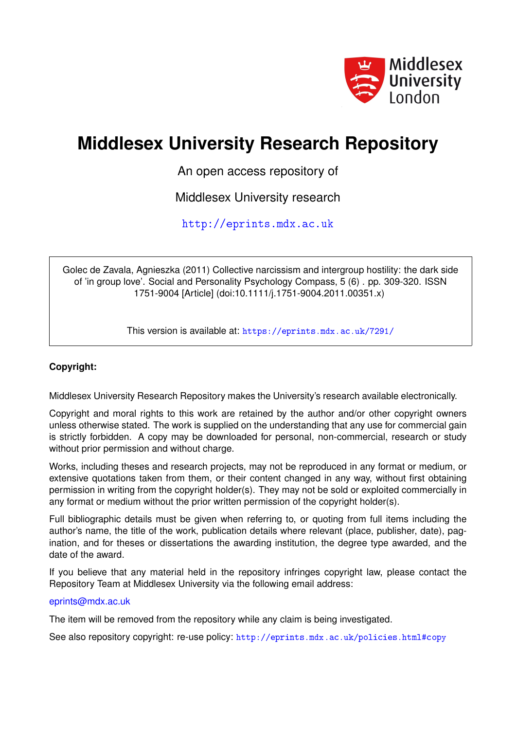Middlesex University London

# Middlesex University Research Repository

An open access repository of

Middlesex University research

http://eprints.mdx.ac.uk

Golec de Zavala, Agnieszka (2011) Collective narcissism and intergroup hostility: the dark side of 'in group love'. Social and Personality Psychology Compass, 5 (6) . pp. 309-320. ISSN 1751-9004 [Article] (doi:10.1111/j.1751-9004.2011.00351.x)

This version is available at: https://eprints.mdx.ac.uk/7291/

**Copyright:**

Middlesex University Research Repository makes the University's research available electronically.

Copyright and moral rights to this work are retained by the author and/or other copyright owners unless otherwise stated. The work is supplied on the understanding that any use for commercial gain is strictly forbidden. A copy may be downloaded for personal, non-commercial, research or study without prior permission and without charge.

Works, including theses and research projects, may not be reproduced in any format or medium, or extensive quotations taken from them, or their content changed in any way, without first obtaining permission in writing from the copyright holder(s). They may not be sold or exploited commercially in any format or medium without the prior written permission of the copyright holder(s).

Full bibliographic details must be given when referring to, or quoting from full items including the author's name, the title of the work, publication details where relevant (place, publisher, date), pagination, and for theses or dissertations the awarding institution, the degree type awarded, and the date of the award.

If you believe that any material held in the repository infringes copyright law, please contact the Repository Team at Middlesex University via the following email address:

eprints@mdx.ac.uk

The item will be removed from the repository while any claim is being investigated.

See also repository copyright: re-use policy: http://eprints.mdx.ac.uk/policies.html#copy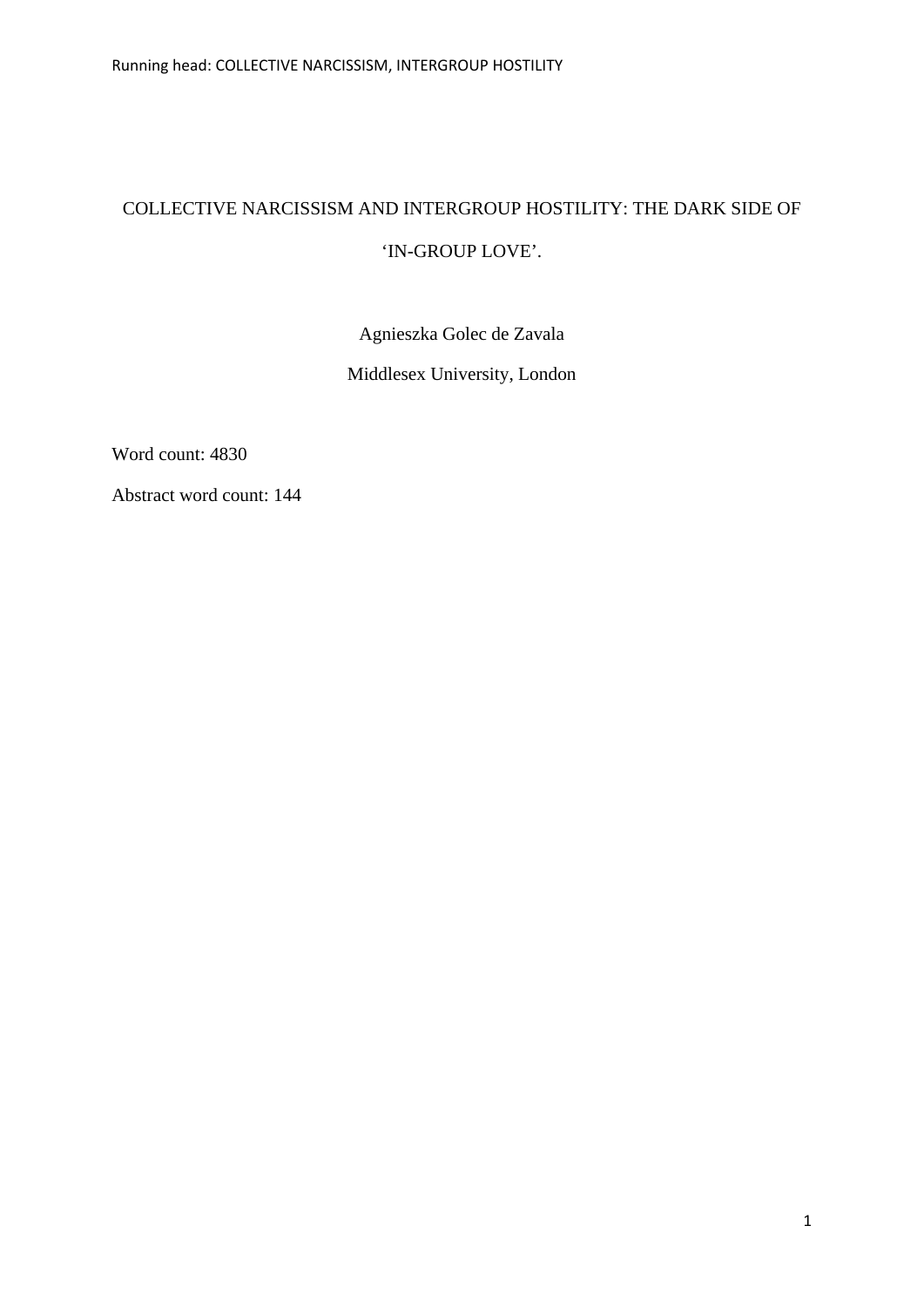COLLECTIVE NARCISSISM AND INTERGROUP HOSTILITY: THE DARK SIDE OF 'IN-GROUP LOVE'.

Agnieszka Golec de Zavala

Middlesex University, London

Word count: 4830

Abstract word count: 144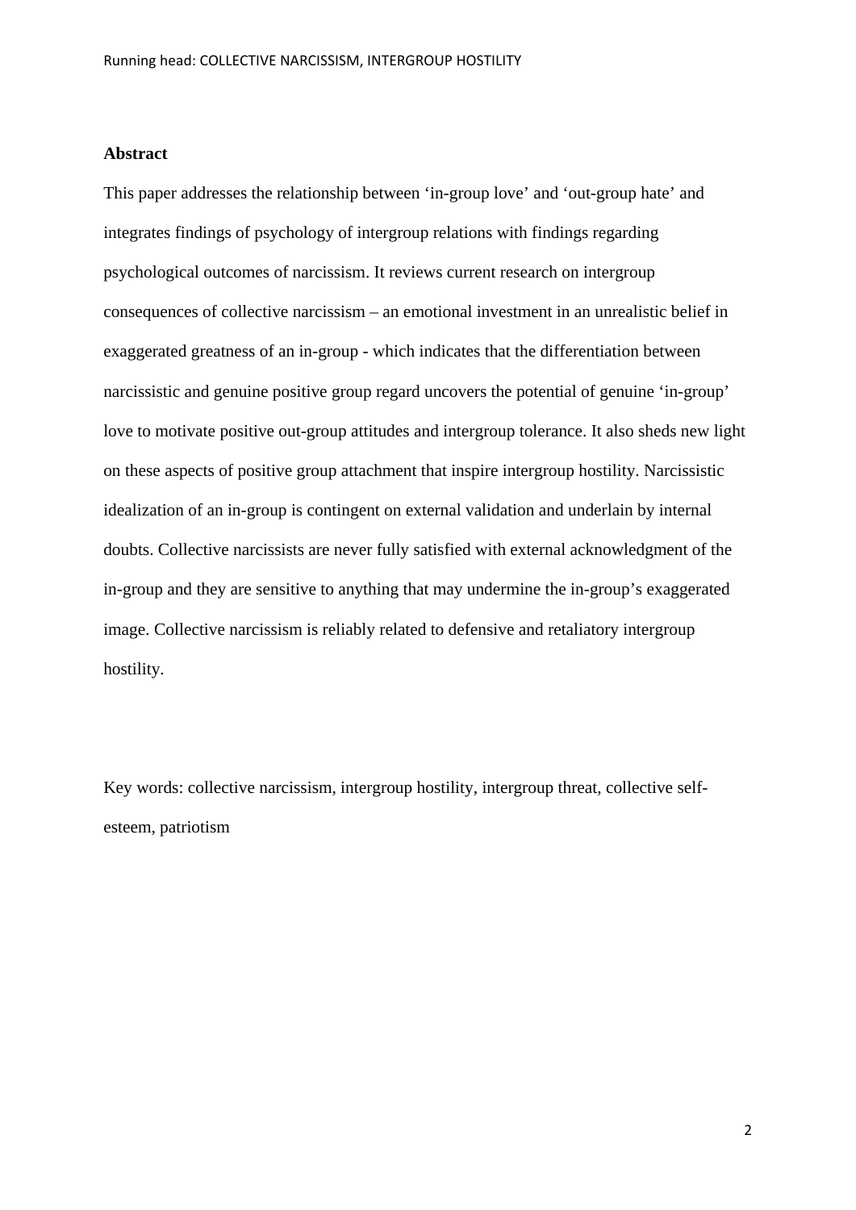## Abstract

This paper addresses the relationship between 'in-group love' and 'out-group hate' and integrates findings of psychology of intergroup relations with findings regarding psychological outcomes of narcissism. It reviews current research on intergroup consequences of collective narcissism – an emotional investment in an unrealistic belief in exaggerated greatness of an in-group - which indicates that the differentiation between narcissistic and genuine positive group regard uncovers the potential of genuine 'in-group' love to motivate positive out-group attitudes and intergroup tolerance. It also sheds new light on these aspects of positive group attachment that inspire intergroup hostility. Narcissistic idealization of an in-group is contingent on external validation and underlain by internal doubts. Collective narcissists are never fully satisfied with external acknowledgment of the in-group and they are sensitive to anything that may undermine the in-group's exaggerated image. Collective narcissism is reliably related to defensive and retaliatory intergroup hostility.

Key words: collective narcissism, intergroup hostility, intergroup threat, collective self-esteem, patriotism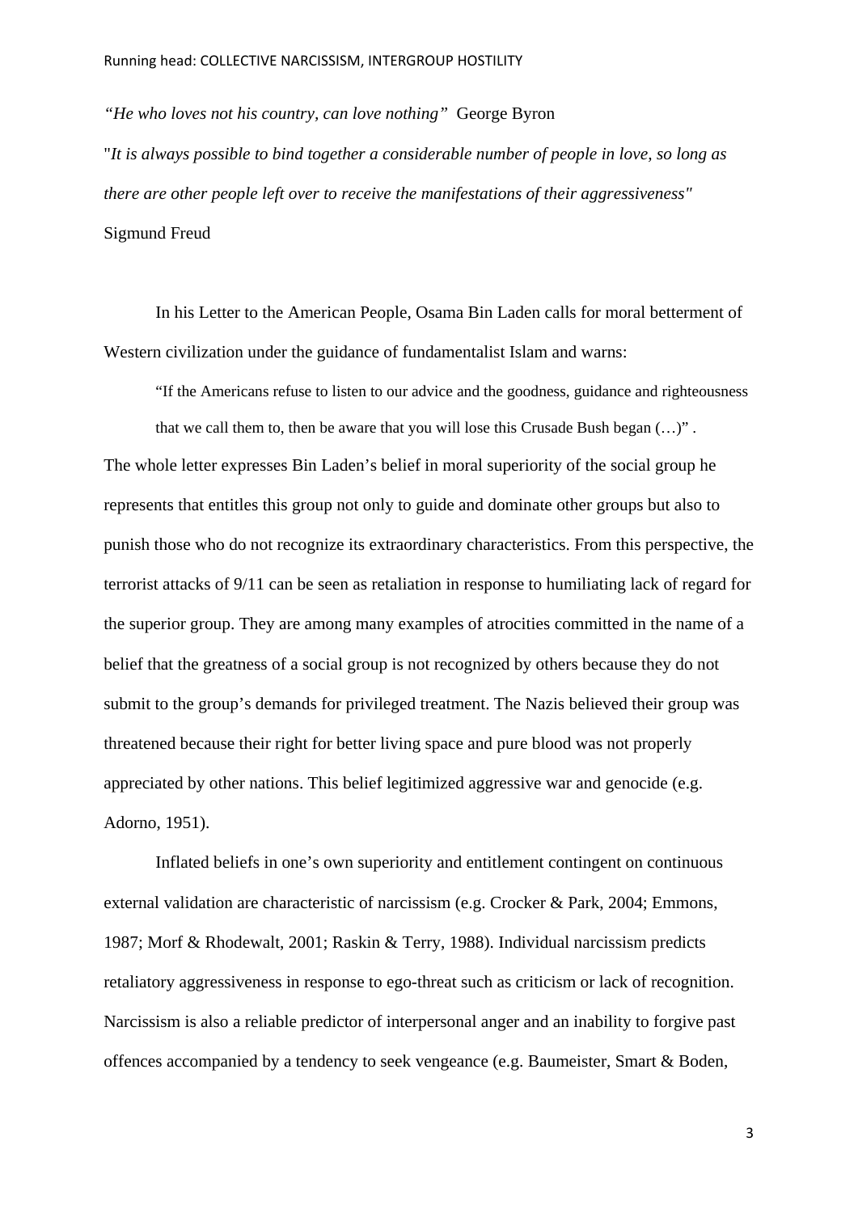*"He who loves not his country, can love nothing"* George Byron

"*It is always possible to bind together a considerable number of people in love, so long as there are other people left over to receive the manifestations of their aggressiveness"* Sigmund Freud

In his Letter to the American People, Osama Bin Laden calls for moral betterment of Western civilization under the guidance of fundamentalist Islam and warns:

> "If the Americans refuse to listen to our advice and the goodness, guidance and righteousness that we call them to, then be aware that you will lose this Crusade Bush began (…)" .

The whole letter expresses Bin Laden's belief in moral superiority of the social group he represents that entitles this group not only to guide and dominate other groups but also to punish those who do not recognize its extraordinary characteristics. From this perspective, the terrorist attacks of 9/11 can be seen as retaliation in response to humiliating lack of regard for the superior group. They are among many examples of atrocities committed in the name of a belief that the greatness of a social group is not recognized by others because they do not submit to the group's demands for privileged treatment. The Nazis believed their group was threatened because their right for better living space and pure blood was not properly appreciated by other nations. This belief legitimized aggressive war and genocide (e.g. Adorno, 1951).

Inflated beliefs in one's own superiority and entitlement contingent on continuous external validation are characteristic of narcissism (e.g. Crocker & Park, 2004; Emmons, 1987; Morf & Rhodewalt, 2001; Raskin & Terry, 1988). Individual narcissism predicts retaliatory aggressiveness in response to ego-threat such as criticism or lack of recognition. Narcissism is also a reliable predictor of interpersonal anger and an inability to forgive past offences accompanied by a tendency to seek vengeance (e.g. Baumeister, Smart & Boden,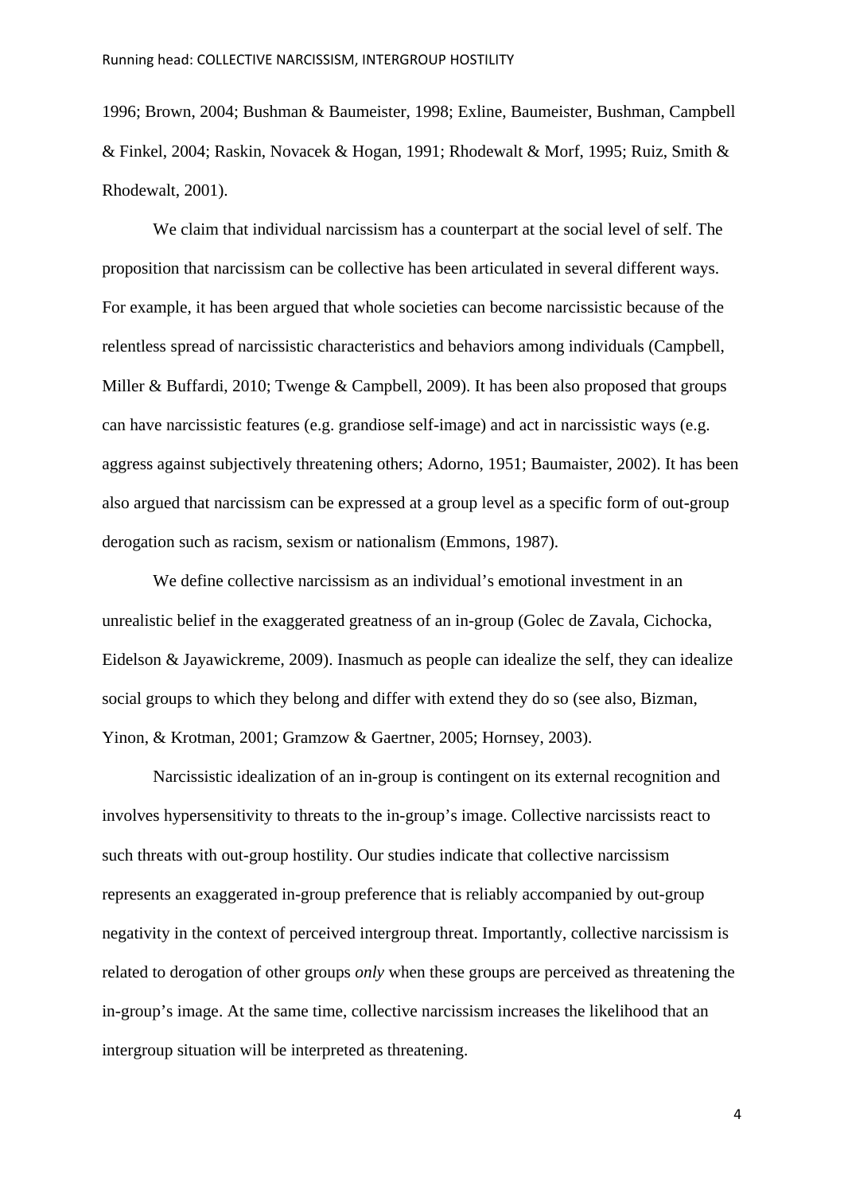1996; Brown, 2004; Bushman & Baumeister, 1998; Exline, Baumeister, Bushman, Campbell & Finkel, 2004; Raskin, Novacek & Hogan, 1991; Rhodewalt & Morf, 1995; Ruiz, Smith & Rhodewalt, 2001).

We claim that individual narcissism has a counterpart at the social level of self. The proposition that narcissism can be collective has been articulated in several different ways. For example, it has been argued that whole societies can become narcissistic because of the relentless spread of narcissistic characteristics and behaviors among individuals (Campbell, Miller & Buffardi, 2010; Twenge & Campbell, 2009). It has been also proposed that groups can have narcissistic features (e.g. grandiose self-image) and act in narcissistic ways (e.g. aggress against subjectively threatening others; Adorno, 1951; Baumaister, 2002). It has been also argued that narcissism can be expressed at a group level as a specific form of out-group derogation such as racism, sexism or nationalism (Emmons, 1987).

We define collective narcissism as an individual's emotional investment in an unrealistic belief in the exaggerated greatness of an in-group (Golec de Zavala, Cichocka, Eidelson & Jayawickreme, 2009). Inasmuch as people can idealize the self, they can idealize social groups to which they belong and differ with extend they do so (see also, Bizman, Yinon, & Krotman, 2001; Gramzow & Gaertner, 2005; Hornsey, 2003).

Narcissistic idealization of an in-group is contingent on its external recognition and involves hypersensitivity to threats to the in-group's image. Collective narcissists react to such threats with out-group hostility. Our studies indicate that collective narcissism represents an exaggerated in-group preference that is reliably accompanied by out-group negativity in the context of perceived intergroup threat. Importantly, collective narcissism is related to derogation of other groups *only* when these groups are perceived as threatening the in-group's image. At the same time, collective narcissism increases the likelihood that an intergroup situation will be interpreted as threatening.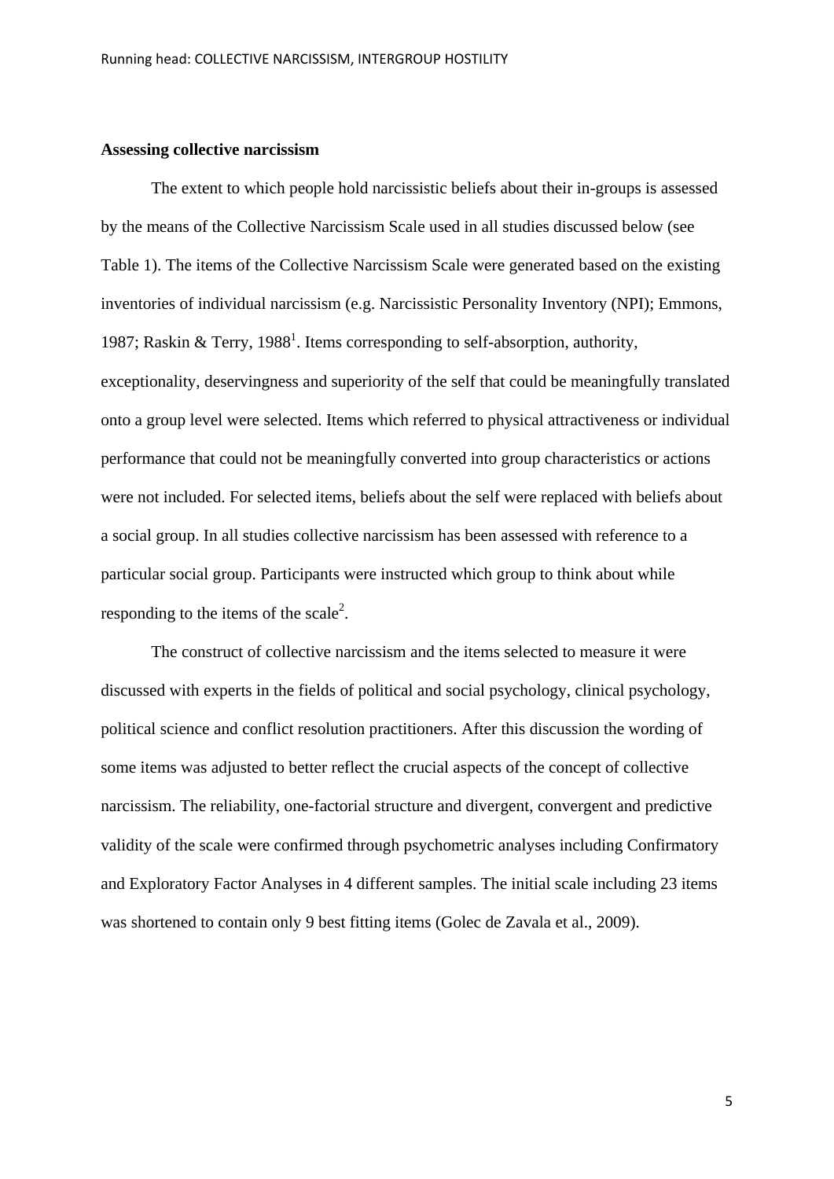**Assessing collective narcissism**

The extent to which people hold narcissistic beliefs about their in-groups is assessed by the means of the Collective Narcissism Scale used in all studies discussed below (see Table 1). The items of the Collective Narcissism Scale were generated based on the existing inventories of individual narcissism (e.g. Narcissistic Personality Inventory (NPI); Emmons, 1987; Raskin & Terry, 1988[1]. Items corresponding to self-absorption, authority, exceptionality, deservingness and superiority of the self that could be meaningfully translated onto a group level were selected. Items which referred to physical attractiveness or individual performance that could not be meaningfully converted into group characteristics or actions were not included. For selected items, beliefs about the self were replaced with beliefs about a social group. In all studies collective narcissism has been assessed with reference to a particular social group. Participants were instructed which group to think about while responding to the items of the scale[2].

The construct of collective narcissism and the items selected to measure it were discussed with experts in the fields of political and social psychology, clinical psychology, political science and conflict resolution practitioners. After this discussion the wording of some items was adjusted to better reflect the crucial aspects of the concept of collective narcissism. The reliability, one-factorial structure and divergent, convergent and predictive validity of the scale were confirmed through psychometric analyses including Confirmatory and Exploratory Factor Analyses in 4 different samples. The initial scale including 23 items was shortened to contain only 9 best fitting items (Golec de Zavala et al., 2009).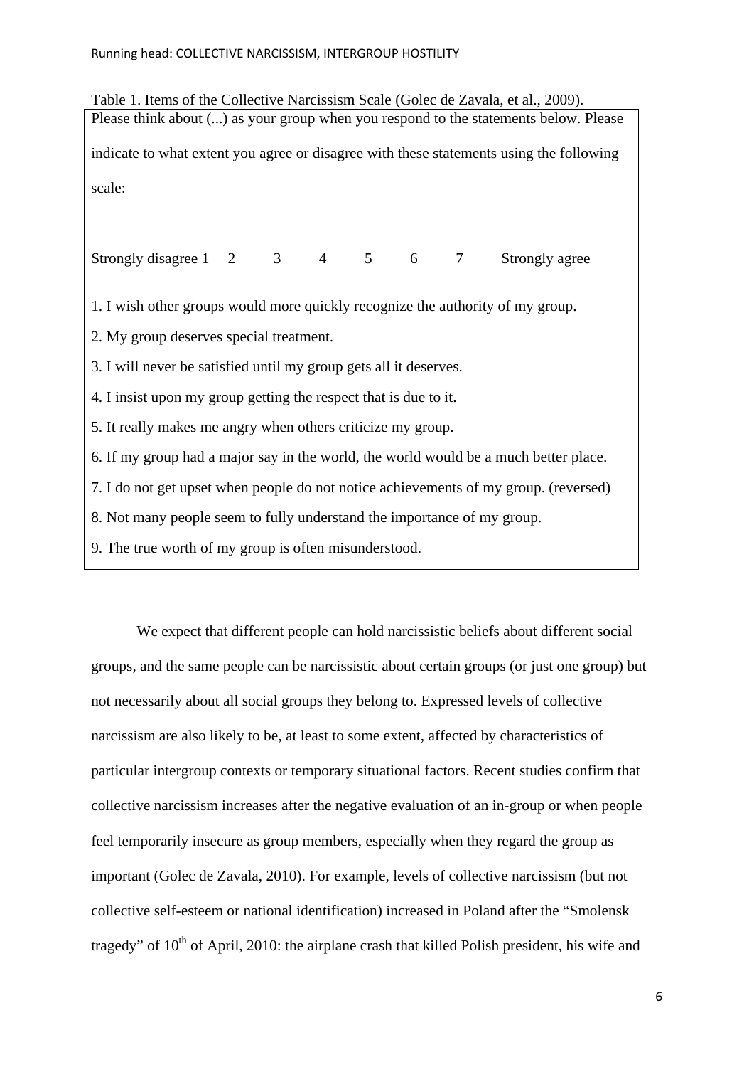Table 1. Items of the Collective Narcissism Scale (Golec de Zavala, et al., 2009).

| Please think about (...) as your group when you respond to the statements below. Please indicate to what extent you agree or disagree with these statements using the following scale: |
|---|
| Strongly disagree 1 2 3 4 5 6 7 Strongly agree |
| 1. I wish other groups would more quickly recognize the authority of my group. |
| 2. My group deserves special treatment. |
| 3. I will never be satisfied until my group gets all it deserves. |
| 4. I insist upon my group getting the respect that is due to it. |
| 5. It really makes me angry when others criticize my group. |
| 6. If my group had a major say in the world, the world would be a much better place. |
| 7. I do not get upset when people do not notice achievements of my group. (reversed) |
| 8. Not many people seem to fully understand the importance of my group. |
| 9. The true worth of my group is often misunderstood. |

We expect that different people can hold narcissistic beliefs about different social groups, and the same people can be narcissistic about certain groups (or just one group) but not necessarily about all social groups they belong to. Expressed levels of collective narcissism are also likely to be, at least to some extent, affected by characteristics of particular intergroup contexts or temporary situational factors. Recent studies confirm that collective narcissism increases after the negative evaluation of an in-group or when people feel temporarily insecure as group members, especially when they regard the group as important (Golec de Zavala, 2010). For example, levels of collective narcissism (but not collective self-esteem or national identification) increased in Poland after the "Smolensk tragedy" of 10th of April, 2010: the airplane crash that killed Polish president, his wife and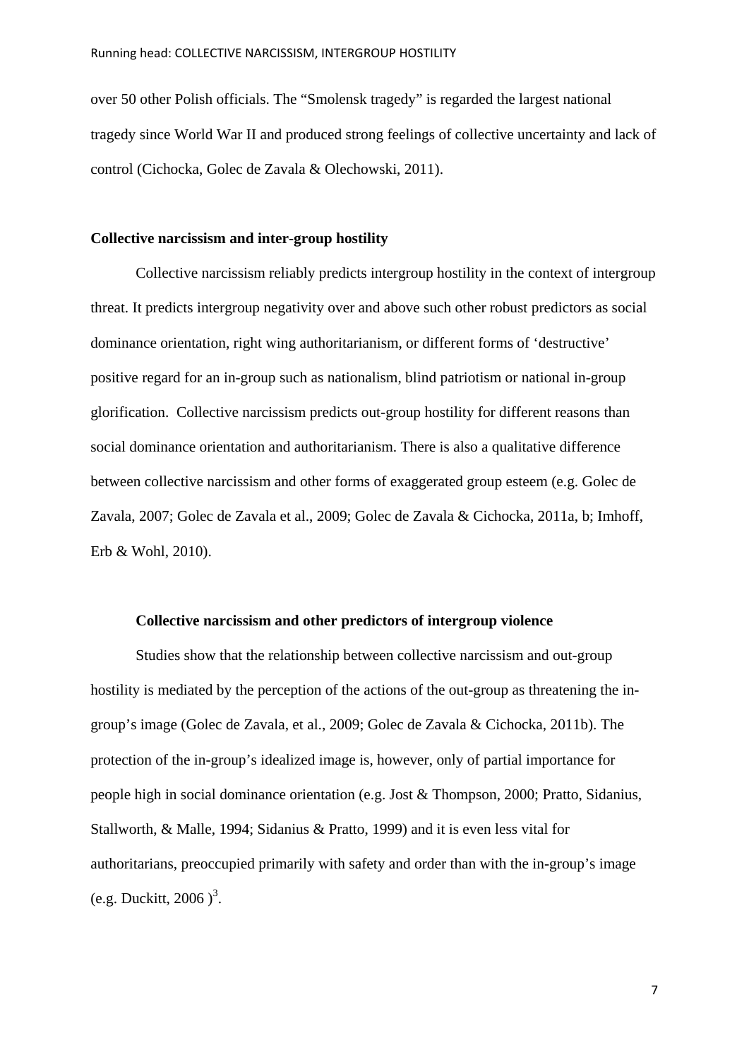over 50 other Polish officials. The "Smolensk tragedy" is regarded the largest national tragedy since World War II and produced strong feelings of collective uncertainty and lack of control (Cichocka, Golec de Zavala & Olechowski, 2011).

## Collective narcissism and inter-group hostility

Collective narcissism reliably predicts intergroup hostility in the context of intergroup threat. It predicts intergroup negativity over and above such other robust predictors as social dominance orientation, right wing authoritarianism, or different forms of 'destructive' positive regard for an in-group such as nationalism, blind patriotism or national in-group glorification. Collective narcissism predicts out-group hostility for different reasons than social dominance orientation and authoritarianism. There is also a qualitative difference between collective narcissism and other forms of exaggerated group esteem (e.g. Golec de Zavala, 2007; Golec de Zavala et al., 2009; Golec de Zavala & Cichocka, 2011a, b; Imhoff, Erb & Wohl, 2010).

### Collective narcissism and other predictors of intergroup violence

Studies show that the relationship between collective narcissism and out-group hostility is mediated by the perception of the actions of the out-group as threatening the in-group's image (Golec de Zavala, et al., 2009; Golec de Zavala & Cichocka, 2011b). The protection of the in-group's idealized image is, however, only of partial importance for people high in social dominance orientation (e.g. Jost & Thompson, 2000; Pratto, Sidanius, Stallworth, & Malle, 1994; Sidanius & Pratto, 1999) and it is even less vital for authoritarians, preoccupied primarily with safety and order than with the in-group's image (e.g. Duckitt, 2006 )[3].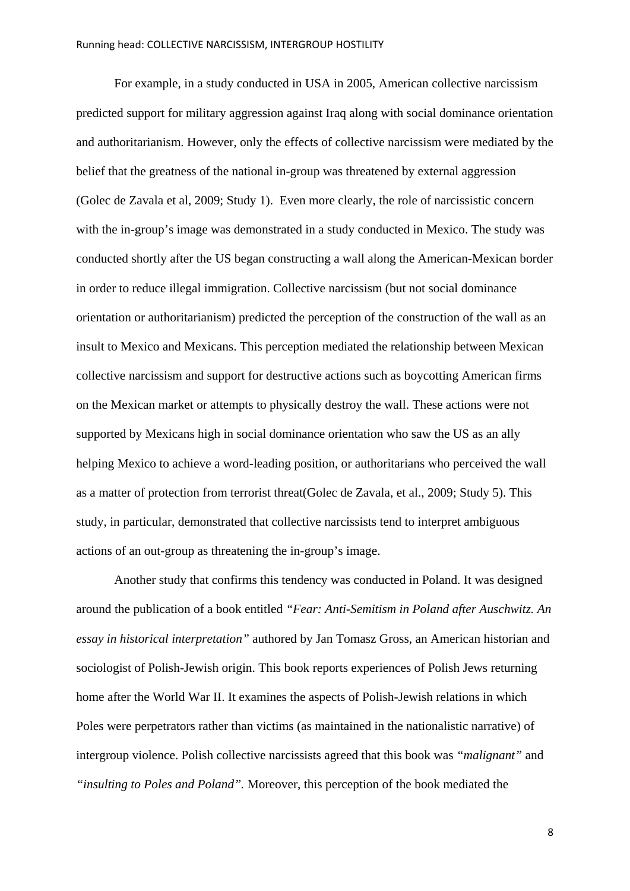For example, in a study conducted in USA in 2005, American collective narcissism predicted support for military aggression against Iraq along with social dominance orientation and authoritarianism. However, only the effects of collective narcissism were mediated by the belief that the greatness of the national in-group was threatened by external aggression (Golec de Zavala et al, 2009; Study 1). Even more clearly, the role of narcissistic concern with the in-group's image was demonstrated in a study conducted in Mexico. The study was conducted shortly after the US began constructing a wall along the American-Mexican border in order to reduce illegal immigration. Collective narcissism (but not social dominance orientation or authoritarianism) predicted the perception of the construction of the wall as an insult to Mexico and Mexicans. This perception mediated the relationship between Mexican collective narcissism and support for destructive actions such as boycotting American firms on the Mexican market or attempts to physically destroy the wall. These actions were not supported by Mexicans high in social dominance orientation who saw the US as an ally helping Mexico to achieve a word-leading position, or authoritarians who perceived the wall as a matter of protection from terrorist threat(Golec de Zavala, et al., 2009; Study 5). This study, in particular, demonstrated that collective narcissists tend to interpret ambiguous actions of an out-group as threatening the in-group's image.

Another study that confirms this tendency was conducted in Poland. It was designed around the publication of a book entitled *"Fear: Anti-Semitism in Poland after Auschwitz. An essay in historical interpretation"* authored by Jan Tomasz Gross, an American historian and sociologist of Polish-Jewish origin. This book reports experiences of Polish Jews returning home after the World War II. It examines the aspects of Polish-Jewish relations in which Poles were perpetrators rather than victims (as maintained in the nationalistic narrative) of intergroup violence. Polish collective narcissists agreed that this book was *"malignant"* and *"insulting to Poles and Poland"*. Moreover, this perception of the book mediated the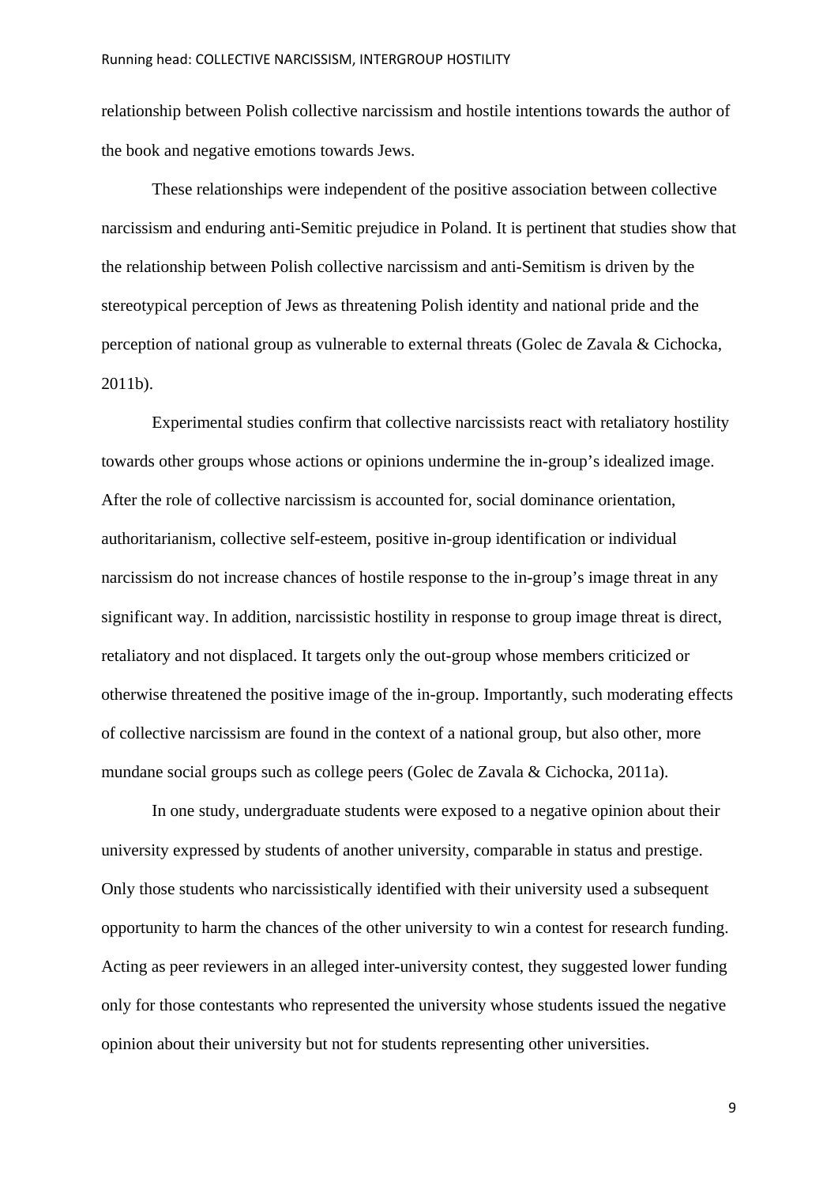relationship between Polish collective narcissism and hostile intentions towards the author of the book and negative emotions towards Jews.

These relationships were independent of the positive association between collective narcissism and enduring anti-Semitic prejudice in Poland. It is pertinent that studies show that the relationship between Polish collective narcissism and anti-Semitism is driven by the stereotypical perception of Jews as threatening Polish identity and national pride and the perception of national group as vulnerable to external threats (Golec de Zavala & Cichocka, 2011b).

Experimental studies confirm that collective narcissists react with retaliatory hostility towards other groups whose actions or opinions undermine the in-group's idealized image. After the role of collective narcissism is accounted for, social dominance orientation, authoritarianism, collective self-esteem, positive in-group identification or individual narcissism do not increase chances of hostile response to the in-group's image threat in any significant way. In addition, narcissistic hostility in response to group image threat is direct, retaliatory and not displaced. It targets only the out-group whose members criticized or otherwise threatened the positive image of the in-group. Importantly, such moderating effects of collective narcissism are found in the context of a national group, but also other, more mundane social groups such as college peers (Golec de Zavala & Cichocka, 2011a).

In one study, undergraduate students were exposed to a negative opinion about their university expressed by students of another university, comparable in status and prestige. Only those students who narcissistically identified with their university used a subsequent opportunity to harm the chances of the other university to win a contest for research funding. Acting as peer reviewers in an alleged inter-university contest, they suggested lower funding only for those contestants who represented the university whose students issued the negative opinion about their university but not for students representing other universities.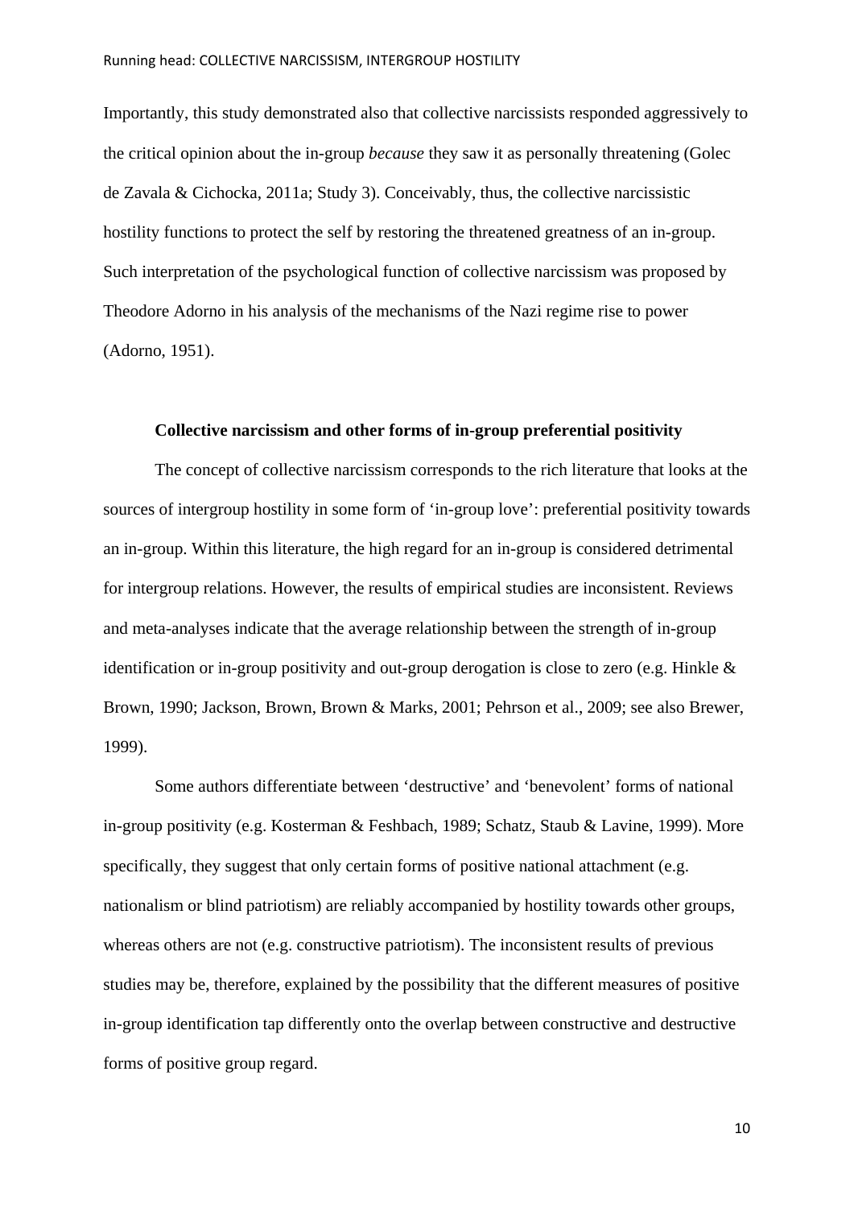Importantly, this study demonstrated also that collective narcissists responded aggressively to the critical opinion about the in-group *because* they saw it as personally threatening (Golec de Zavala & Cichocka, 2011a; Study 3). Conceivably, thus, the collective narcissistic hostility functions to protect the self by restoring the threatened greatness of an in-group. Such interpretation of the psychological function of collective narcissism was proposed by Theodore Adorno in his analysis of the mechanisms of the Nazi regime rise to power (Adorno, 1951).

### Collective narcissism and other forms of in-group preferential positivity

The concept of collective narcissism corresponds to the rich literature that looks at the sources of intergroup hostility in some form of 'in-group love': preferential positivity towards an in-group. Within this literature, the high regard for an in-group is considered detrimental for intergroup relations. However, the results of empirical studies are inconsistent. Reviews and meta-analyses indicate that the average relationship between the strength of in-group identification or in-group positivity and out-group derogation is close to zero (e.g. Hinkle & Brown, 1990; Jackson, Brown, Brown & Marks, 2001; Pehrson et al., 2009; see also Brewer, 1999).

Some authors differentiate between 'destructive' and 'benevolent' forms of national in-group positivity (e.g. Kosterman & Feshbach, 1989; Schatz, Staub & Lavine, 1999). More specifically, they suggest that only certain forms of positive national attachment (e.g. nationalism or blind patriotism) are reliably accompanied by hostility towards other groups, whereas others are not (e.g. constructive patriotism). The inconsistent results of previous studies may be, therefore, explained by the possibility that the different measures of positive in-group identification tap differently onto the overlap between constructive and destructive forms of positive group regard.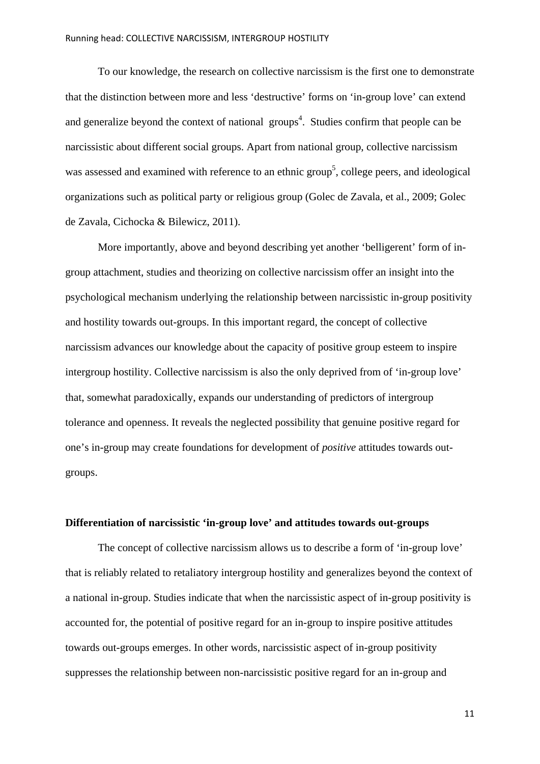To our knowledge, the research on collective narcissism is the first one to demonstrate that the distinction between more and less 'destructive' forms on 'in-group love' can extend and generalize beyond the context of national groups[4]. Studies confirm that people can be narcissistic about different social groups. Apart from national group, collective narcissism was assessed and examined with reference to an ethnic group[5], college peers, and ideological organizations such as political party or religious group (Golec de Zavala, et al., 2009; Golec de Zavala, Cichocka & Bilewicz, 2011).

More importantly, above and beyond describing yet another 'belligerent' form of in-group attachment, studies and theorizing on collective narcissism offer an insight into the psychological mechanism underlying the relationship between narcissistic in-group positivity and hostility towards out-groups. In this important regard, the concept of collective narcissism advances our knowledge about the capacity of positive group esteem to inspire intergroup hostility. Collective narcissism is also the only deprived from of 'in-group love' that, somewhat paradoxically, expands our understanding of predictors of intergroup tolerance and openness. It reveals the neglected possibility that genuine positive regard for one's in-group may create foundations for development of *positive* attitudes towards out-groups.

**Differentiation of narcissistic 'in-group love' and attitudes towards out-groups**

The concept of collective narcissism allows us to describe a form of 'in-group love' that is reliably related to retaliatory intergroup hostility and generalizes beyond the context of a national in-group. Studies indicate that when the narcissistic aspect of in-group positivity is accounted for, the potential of positive regard for an in-group to inspire positive attitudes towards out-groups emerges. In other words, narcissistic aspect of in-group positivity suppresses the relationship between non-narcissistic positive regard for an in-group and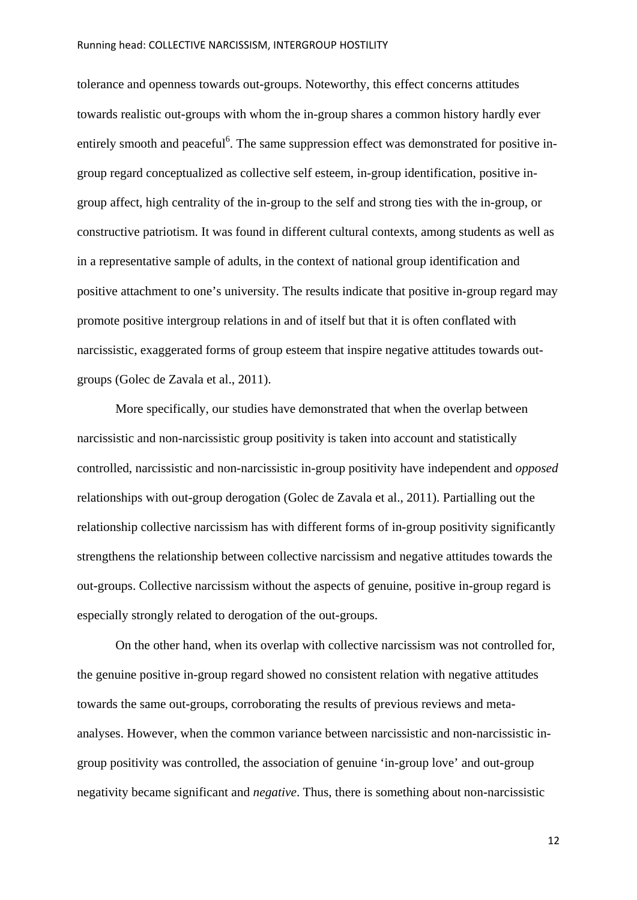tolerance and openness towards out-groups. Noteworthy, this effect concerns attitudes towards realistic out-groups with whom the in-group shares a common history hardly ever entirely smooth and peaceful[6]. The same suppression effect was demonstrated for positive in-group regard conceptualized as collective self esteem, in-group identification, positive in-group affect, high centrality of the in-group to the self and strong ties with the in-group, or constructive patriotism. It was found in different cultural contexts, among students as well as in a representative sample of adults, in the context of national group identification and positive attachment to one's university. The results indicate that positive in-group regard may promote positive intergroup relations in and of itself but that it is often conflated with narcissistic, exaggerated forms of group esteem that inspire negative attitudes towards out-groups (Golec de Zavala et al., 2011).

More specifically, our studies have demonstrated that when the overlap between narcissistic and non-narcissistic group positivity is taken into account and statistically controlled, narcissistic and non-narcissistic in-group positivity have independent and *opposed* relationships with out-group derogation (Golec de Zavala et al., 2011). Partialling out the relationship collective narcissism has with different forms of in-group positivity significantly strengthens the relationship between collective narcissism and negative attitudes towards the out-groups. Collective narcissism without the aspects of genuine, positive in-group regard is especially strongly related to derogation of the out-groups.

On the other hand, when its overlap with collective narcissism was not controlled for, the genuine positive in-group regard showed no consistent relation with negative attitudes towards the same out-groups, corroborating the results of previous reviews and meta-analyses. However, when the common variance between narcissistic and non-narcissistic in-group positivity was controlled, the association of genuine 'in-group love' and out-group negativity became significant and *negative*. Thus, there is something about non-narcissistic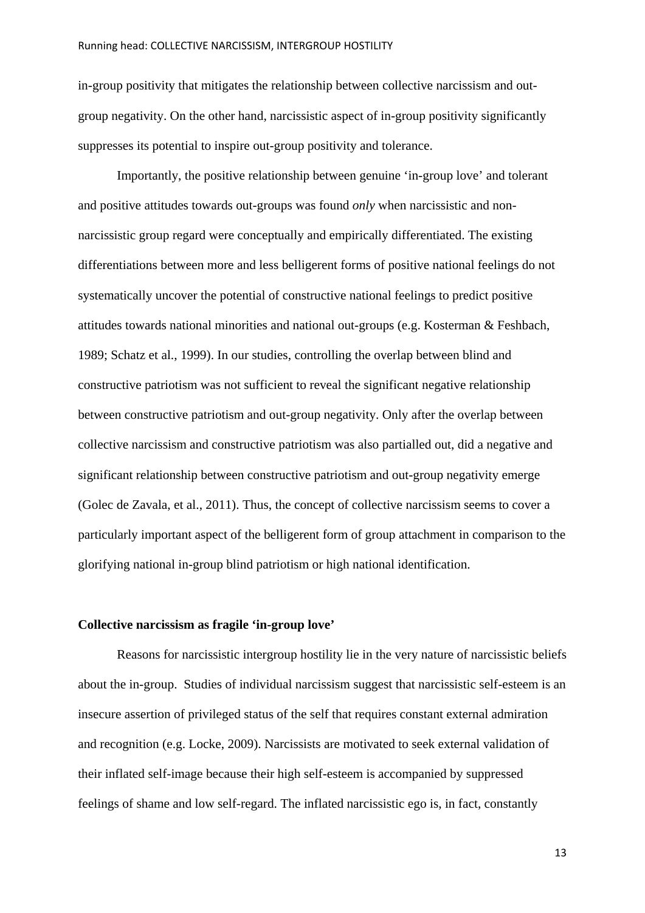in-group positivity that mitigates the relationship between collective narcissism and out-group negativity. On the other hand, narcissistic aspect of in-group positivity significantly suppresses its potential to inspire out-group positivity and tolerance.

Importantly, the positive relationship between genuine 'in-group love' and tolerant and positive attitudes towards out-groups was found *only* when narcissistic and non-narcissistic group regard were conceptually and empirically differentiated. The existing differentiations between more and less belligerent forms of positive national feelings do not systematically uncover the potential of constructive national feelings to predict positive attitudes towards national minorities and national out-groups (e.g. Kosterman & Feshbach, 1989; Schatz et al., 1999). In our studies, controlling the overlap between blind and constructive patriotism was not sufficient to reveal the significant negative relationship between constructive patriotism and out-group negativity. Only after the overlap between collective narcissism and constructive patriotism was also partialled out, did a negative and significant relationship between constructive patriotism and out-group negativity emerge (Golec de Zavala, et al., 2011). Thus, the concept of collective narcissism seems to cover a particularly important aspect of the belligerent form of group attachment in comparison to the glorifying national in-group blind patriotism or high national identification.

**Collective narcissism as fragile 'in-group love'**

Reasons for narcissistic intergroup hostility lie in the very nature of narcissistic beliefs about the in-group. Studies of individual narcissism suggest that narcissistic self-esteem is an insecure assertion of privileged status of the self that requires constant external admiration and recognition (e.g. Locke, 2009). Narcissists are motivated to seek external validation of their inflated self-image because their high self-esteem is accompanied by suppressed feelings of shame and low self-regard. The inflated narcissistic ego is, in fact, constantly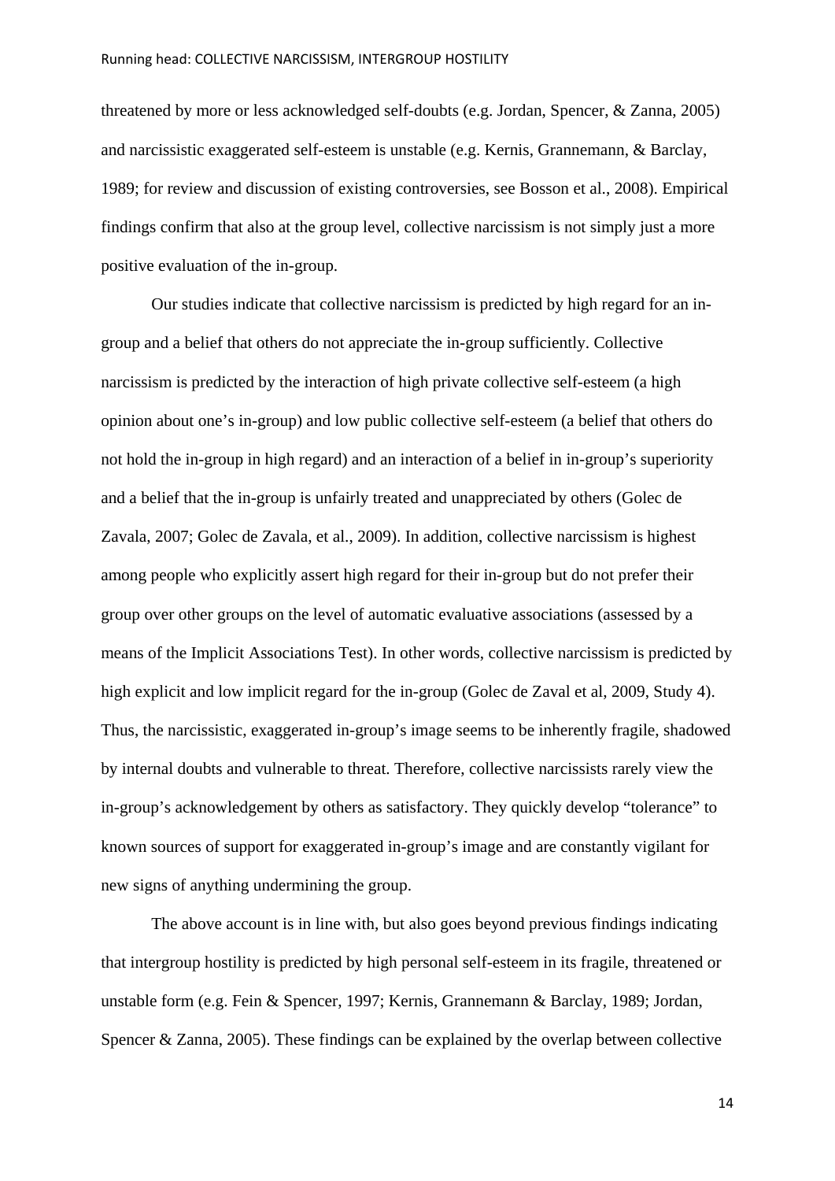threatened by more or less acknowledged self-doubts (e.g. Jordan, Spencer, & Zanna, 2005) and narcissistic exaggerated self-esteem is unstable (e.g. Kernis, Grannemann, & Barclay, 1989; for review and discussion of existing controversies, see Bosson et al., 2008). Empirical findings confirm that also at the group level, collective narcissism is not simply just a more positive evaluation of the in-group.

Our studies indicate that collective narcissism is predicted by high regard for an in-group and a belief that others do not appreciate the in-group sufficiently. Collective narcissism is predicted by the interaction of high private collective self-esteem (a high opinion about one's in-group) and low public collective self-esteem (a belief that others do not hold the in-group in high regard) and an interaction of a belief in in-group's superiority and a belief that the in-group is unfairly treated and unappreciated by others (Golec de Zavala, 2007; Golec de Zavala, et al., 2009). In addition, collective narcissism is highest among people who explicitly assert high regard for their in-group but do not prefer their group over other groups on the level of automatic evaluative associations (assessed by a means of the Implicit Associations Test). In other words, collective narcissism is predicted by high explicit and low implicit regard for the in-group (Golec de Zaval et al, 2009, Study 4). Thus, the narcissistic, exaggerated in-group's image seems to be inherently fragile, shadowed by internal doubts and vulnerable to threat. Therefore, collective narcissists rarely view the in-group's acknowledgement by others as satisfactory. They quickly develop "tolerance" to known sources of support for exaggerated in-group's image and are constantly vigilant for new signs of anything undermining the group.

The above account is in line with, but also goes beyond previous findings indicating that intergroup hostility is predicted by high personal self-esteem in its fragile, threatened or unstable form (e.g. Fein & Spencer, 1997; Kernis, Grannemann & Barclay, 1989; Jordan, Spencer & Zanna, 2005). These findings can be explained by the overlap between collective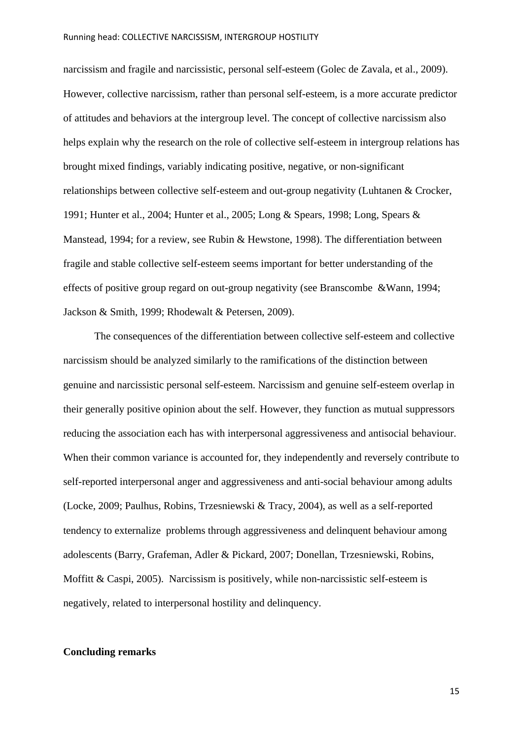narcissism and fragile and narcissistic, personal self-esteem (Golec de Zavala, et al., 2009). However, collective narcissism, rather than personal self-esteem, is a more accurate predictor of attitudes and behaviors at the intergroup level. The concept of collective narcissism also helps explain why the research on the role of collective self-esteem in intergroup relations has brought mixed findings, variably indicating positive, negative, or non-significant relationships between collective self-esteem and out-group negativity (Luhtanen & Crocker, 1991; Hunter et al., 2004; Hunter et al., 2005; Long & Spears, 1998; Long, Spears & Manstead, 1994; for a review, see Rubin & Hewstone, 1998). The differentiation between fragile and stable collective self-esteem seems important for better understanding of the effects of positive group regard on out-group negativity (see Branscombe &Wann, 1994; Jackson & Smith, 1999; Rhodewalt & Petersen, 2009).

The consequences of the differentiation between collective self-esteem and collective narcissism should be analyzed similarly to the ramifications of the distinction between genuine and narcissistic personal self-esteem. Narcissism and genuine self-esteem overlap in their generally positive opinion about the self. However, they function as mutual suppressors reducing the association each has with interpersonal aggressiveness and antisocial behaviour. When their common variance is accounted for, they independently and reversely contribute to self-reported interpersonal anger and aggressiveness and anti-social behaviour among adults (Locke, 2009; Paulhus, Robins, Trzesniewski & Tracy, 2004), as well as a self-reported tendency to externalize problems through aggressiveness and delinquent behaviour among adolescents (Barry, Grafeman, Adler & Pickard, 2007; Donellan, Trzesniewski, Robins, Moffitt & Caspi, 2005). Narcissism is positively, while non-narcissistic self-esteem is negatively, related to interpersonal hostility and delinquency.

**Concluding remarks**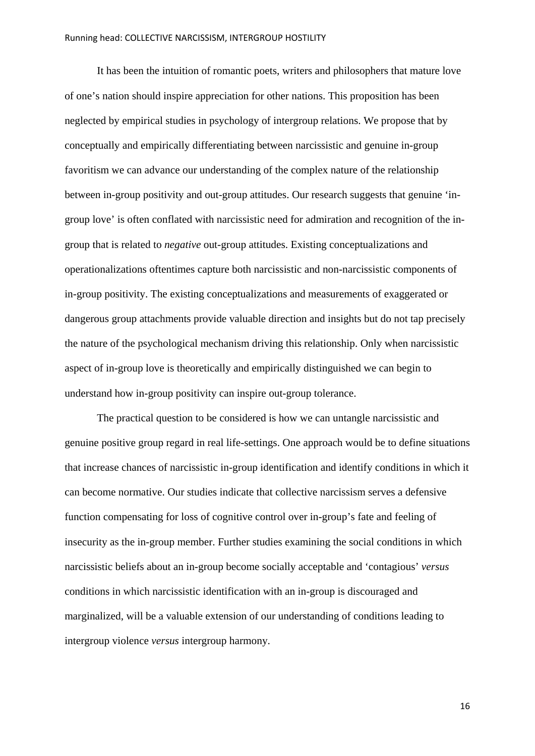It has been the intuition of romantic poets, writers and philosophers that mature love of one's nation should inspire appreciation for other nations. This proposition has been neglected by empirical studies in psychology of intergroup relations. We propose that by conceptually and empirically differentiating between narcissistic and genuine in-group favoritism we can advance our understanding of the complex nature of the relationship between in-group positivity and out-group attitudes. Our research suggests that genuine 'in-group love' is often conflated with narcissistic need for admiration and recognition of the in-group that is related to *negative* out-group attitudes. Existing conceptualizations and operationalizations oftentimes capture both narcissistic and non-narcissistic components of in-group positivity. The existing conceptualizations and measurements of exaggerated or dangerous group attachments provide valuable direction and insights but do not tap precisely the nature of the psychological mechanism driving this relationship. Only when narcissistic aspect of in-group love is theoretically and empirically distinguished we can begin to understand how in-group positivity can inspire out-group tolerance.

The practical question to be considered is how we can untangle narcissistic and genuine positive group regard in real life-settings. One approach would be to define situations that increase chances of narcissistic in-group identification and identify conditions in which it can become normative. Our studies indicate that collective narcissism serves a defensive function compensating for loss of cognitive control over in-group's fate and feeling of insecurity as the in-group member. Further studies examining the social conditions in which narcissistic beliefs about an in-group become socially acceptable and 'contagious' *versus* conditions in which narcissistic identification with an in-group is discouraged and marginalized, will be a valuable extension of our understanding of conditions leading to intergroup violence *versus* intergroup harmony.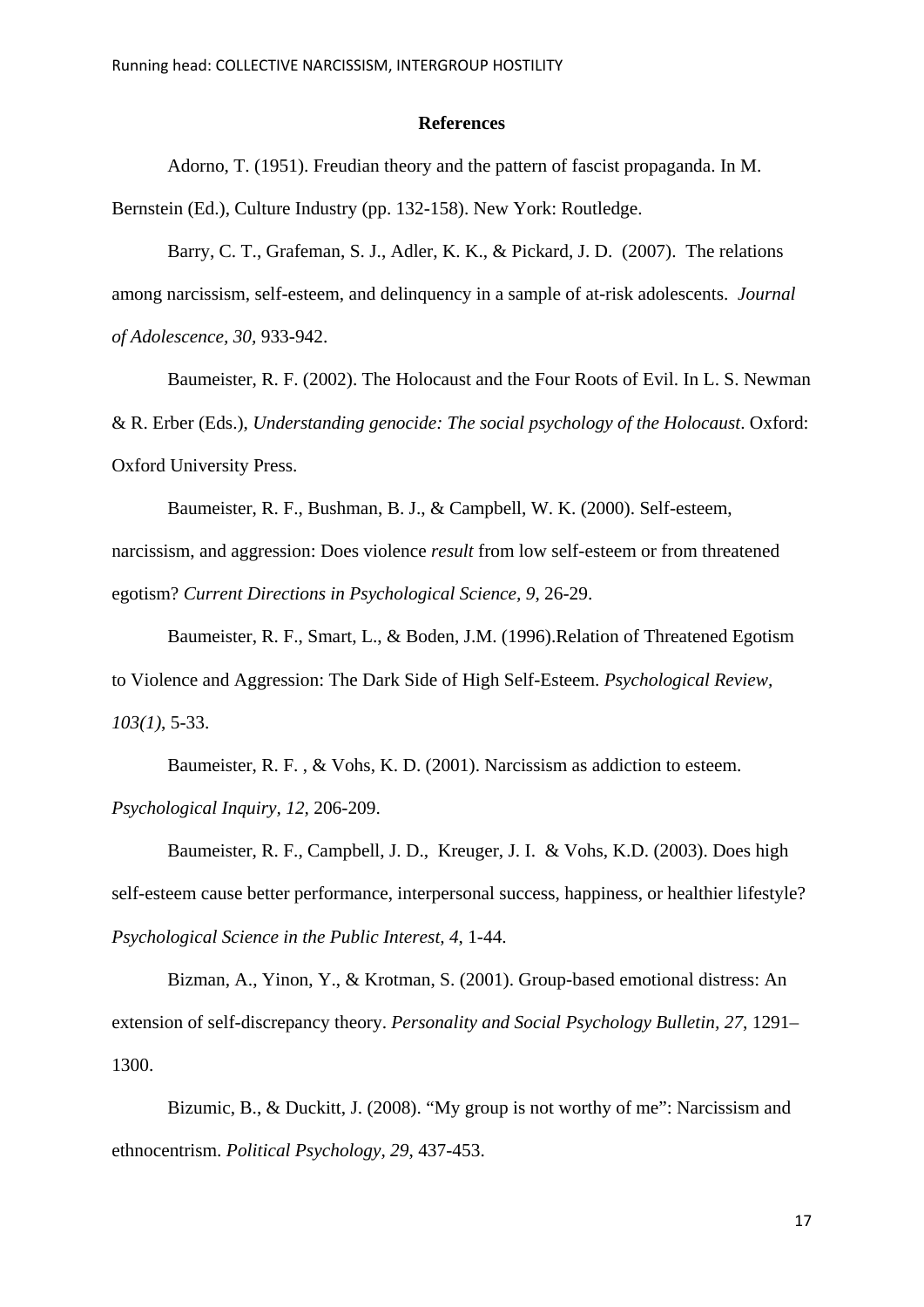**References**

Adorno, T. (1951). Freudian theory and the pattern of fascist propaganda. In M. Bernstein (Ed.), Culture Industry (pp. 132-158). New York: Routledge.

Barry, C. T., Grafeman, S. J., Adler, K. K., & Pickard, J. D. (2007). The relations among narcissism, self-esteem, and delinquency in a sample of at-risk adolescents. *Journal of Adolescence, 30*, 933-942.

Baumeister, R. F. (2002). The Holocaust and the Four Roots of Evil. In L. S. Newman & R. Erber (Eds.), *Understanding genocide: The social psychology of the Holocaust*. Oxford: Oxford University Press.

Baumeister, R. F., Bushman, B. J., & Campbell, W. K. (2000). Self-esteem, narcissism, and aggression: Does violence *result* from low self-esteem or from threatened egotism? *Current Directions in Psychological Science, 9*, 26-29.

Baumeister, R. F., Smart, L., & Boden, J.M. (1996).Relation of Threatened Egotism to Violence and Aggression: The Dark Side of High Self-Esteem. *Psychological Review, 103(1)*, 5-33.

Baumeister, R. F. , & Vohs, K. D. (2001). Narcissism as addiction to esteem. *Psychological Inquiry, 12*, 206-209.

Baumeister, R. F., Campbell, J. D., Kreuger, J. I. & Vohs, K.D. (2003). Does high self-esteem cause better performance, interpersonal success, happiness, or healthier lifestyle? *Psychological Science in the Public Interest, 4*, 1-44.

Bizman, A., Yinon, Y., & Krotman, S. (2001). Group-based emotional distress: An extension of self-discrepancy theory. *Personality and Social Psychology Bulletin, 27*, 1291–1300.

Bizumic, B., & Duckitt, J. (2008). “My group is not worthy of me”: Narcissism and ethnocentrism. *Political Psychology, 29*, 437-453.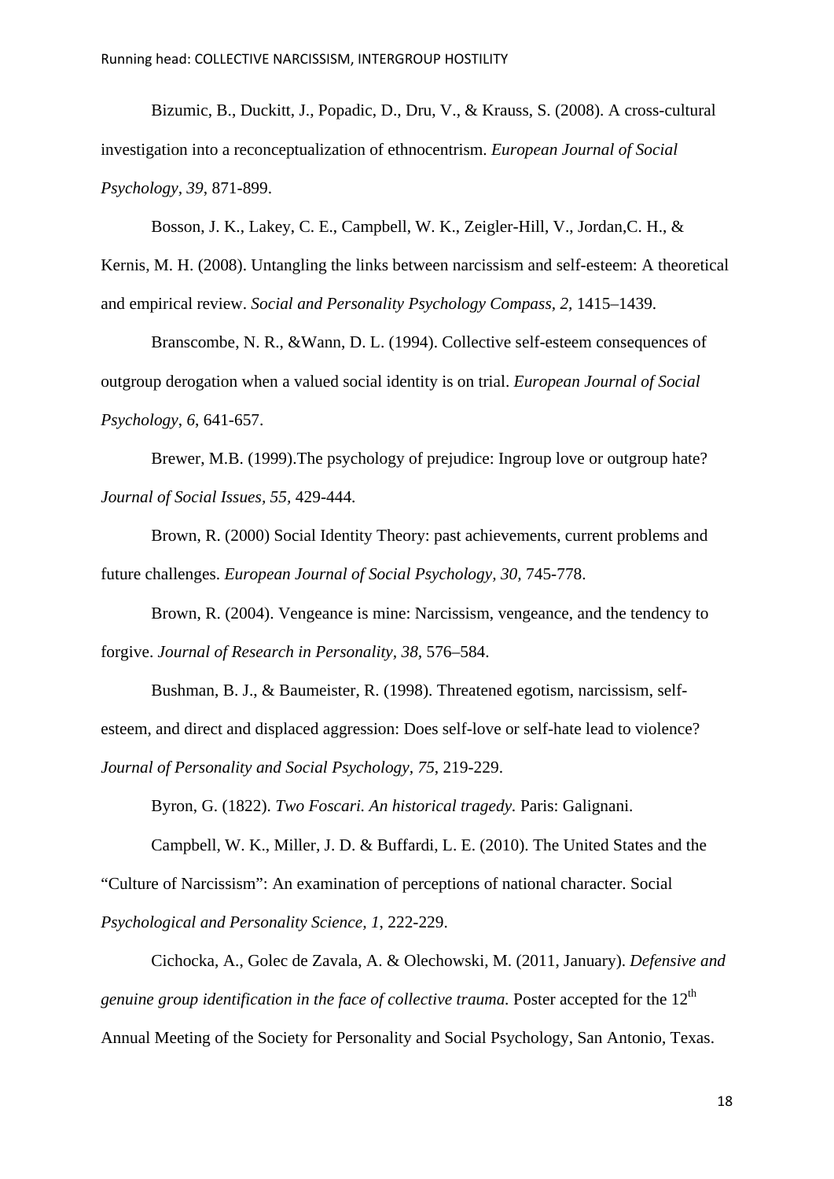Bizumic, B., Duckitt, J., Popadic, D., Dru, V., & Krauss, S. (2008). A cross-cultural investigation into a reconceptualization of ethnocentrism. *European Journal of Social Psychology*, *39*, 871-899.

Bosson, J. K., Lakey, C. E., Campbell, W. K., Zeigler-Hill, V., Jordan,C. H., & Kernis, M. H. (2008). Untangling the links between narcissism and self-esteem: A theoretical and empirical review. *Social and Personality Psychology Compass*, *2*, 1415–1439.

Branscombe, N. R., &Wann, D. L. (1994). Collective self-esteem consequences of outgroup derogation when a valued social identity is on trial. *European Journal of Social Psychology*, *6*, 641-657.

Brewer, M.B. (1999).The psychology of prejudice: Ingroup love or outgroup hate? *Journal of Social Issues*, *55*, 429-444.

Brown, R. (2000) Social Identity Theory: past achievements, current problems and future challenges. *European Journal of Social Psychology*, *30*, 745-778.

Brown, R. (2004). Vengeance is mine: Narcissism, vengeance, and the tendency to forgive. *Journal of Research in Personality*, *38*, 576–584.

Bushman, B. J., & Baumeister, R. (1998). Threatened egotism, narcissism, self-esteem, and direct and displaced aggression: Does self-love or self-hate lead to violence? *Journal of Personality and Social Psychology*, *75*, 219-229.

Byron, G. (1822). *Two Foscari. An historical tragedy*. Paris: Galignani.

Campbell, W. K., Miller, J. D. & Buffardi, L. E. (2010). The United States and the "Culture of Narcissism": An examination of perceptions of national character. Social *Psychological and Personality Science*, *1*, 222-229.

Cichocka, A., Golec de Zavala, A. & Olechowski, M. (2011, January). *Defensive and genuine group identification in the face of collective trauma.* Poster accepted for the 12th Annual Meeting of the Society for Personality and Social Psychology, San Antonio, Texas.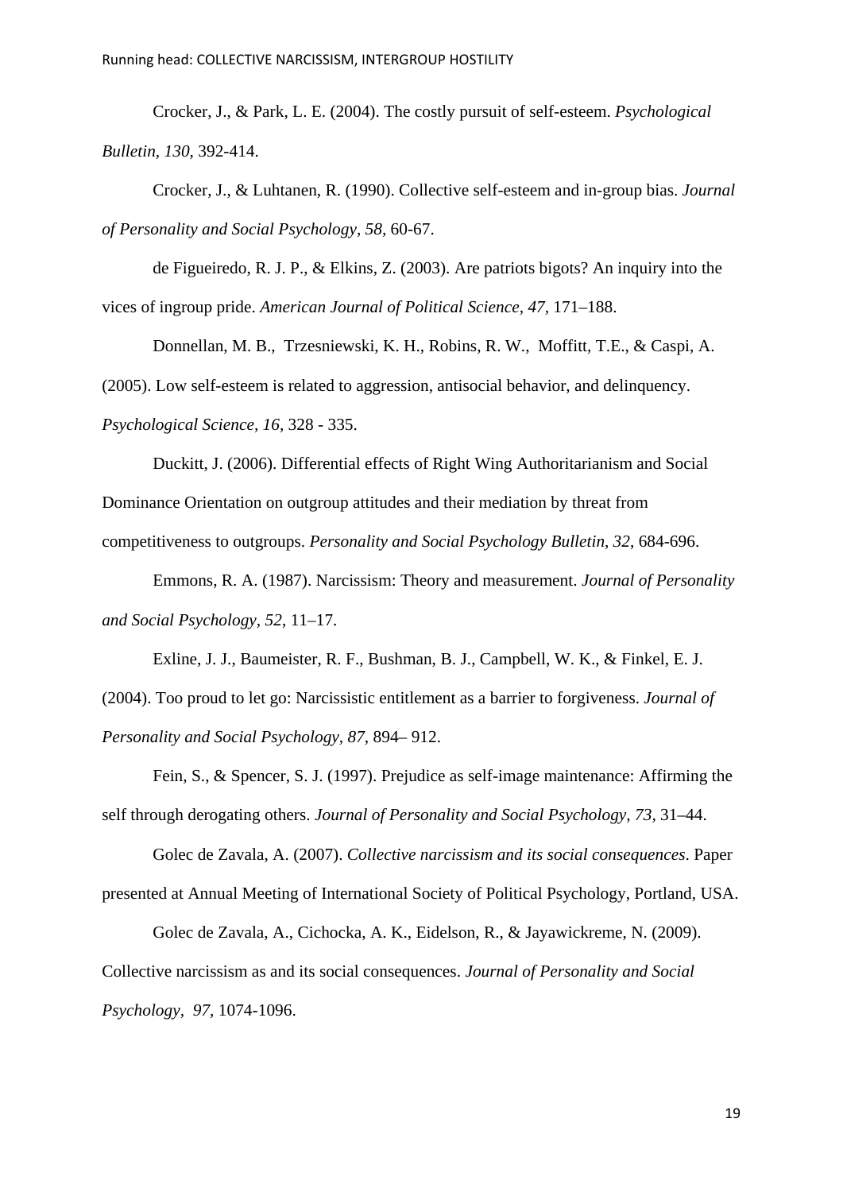Crocker, J., & Park, L. E. (2004). The costly pursuit of self-esteem. *Psychological Bulletin*, *130*, 392-414.

Crocker, J., & Luhtanen, R. (1990). Collective self-esteem and in-group bias. *Journal of Personality and Social Psychology, 58,* 60-67.

de Figueiredo, R. J. P., & Elkins, Z. (2003). Are patriots bigots? An inquiry into the vices of ingroup pride. *American Journal of Political Science*, *47*, 171–188.

Donnellan, M. B., Trzesniewski, K. H., Robins, R. W., Moffitt, T.E., & Caspi, A. (2005). Low self-esteem is related to aggression, antisocial behavior, and delinquency. *Psychological Science, 16*, 328 - 335.

Duckitt, J. (2006). Differential effects of Right Wing Authoritarianism and Social Dominance Orientation on outgroup attitudes and their mediation by threat from competitiveness to outgroups. *Personality and Social Psychology Bulletin*, *32*, 684-696.

Emmons, R. A. (1987). Narcissism: Theory and measurement. *Journal of Personality and Social Psychology, 52*, 11–17.

Exline, J. J., Baumeister, R. F., Bushman, B. J., Campbell, W. K., & Finkel, E. J. (2004). Too proud to let go: Narcissistic entitlement as a barrier to forgiveness. *Journal of Personality and Social Psychology, 87*, 894– 912.

Fein, S., & Spencer, S. J. (1997). Prejudice as self-image maintenance: Affirming the self through derogating others. *Journal of Personality and Social Psychology, 73,* 31–44.

Golec de Zavala, A. (2007). *Collective narcissism and its social consequences*. Paper presented at Annual Meeting of International Society of Political Psychology, Portland, USA.

Golec de Zavala, A., Cichocka, A. K., Eidelson, R., & Jayawickreme, N. (2009). Collective narcissism as and its social consequences. *Journal of Personality and Social Psychology, 97,* 1074-1096.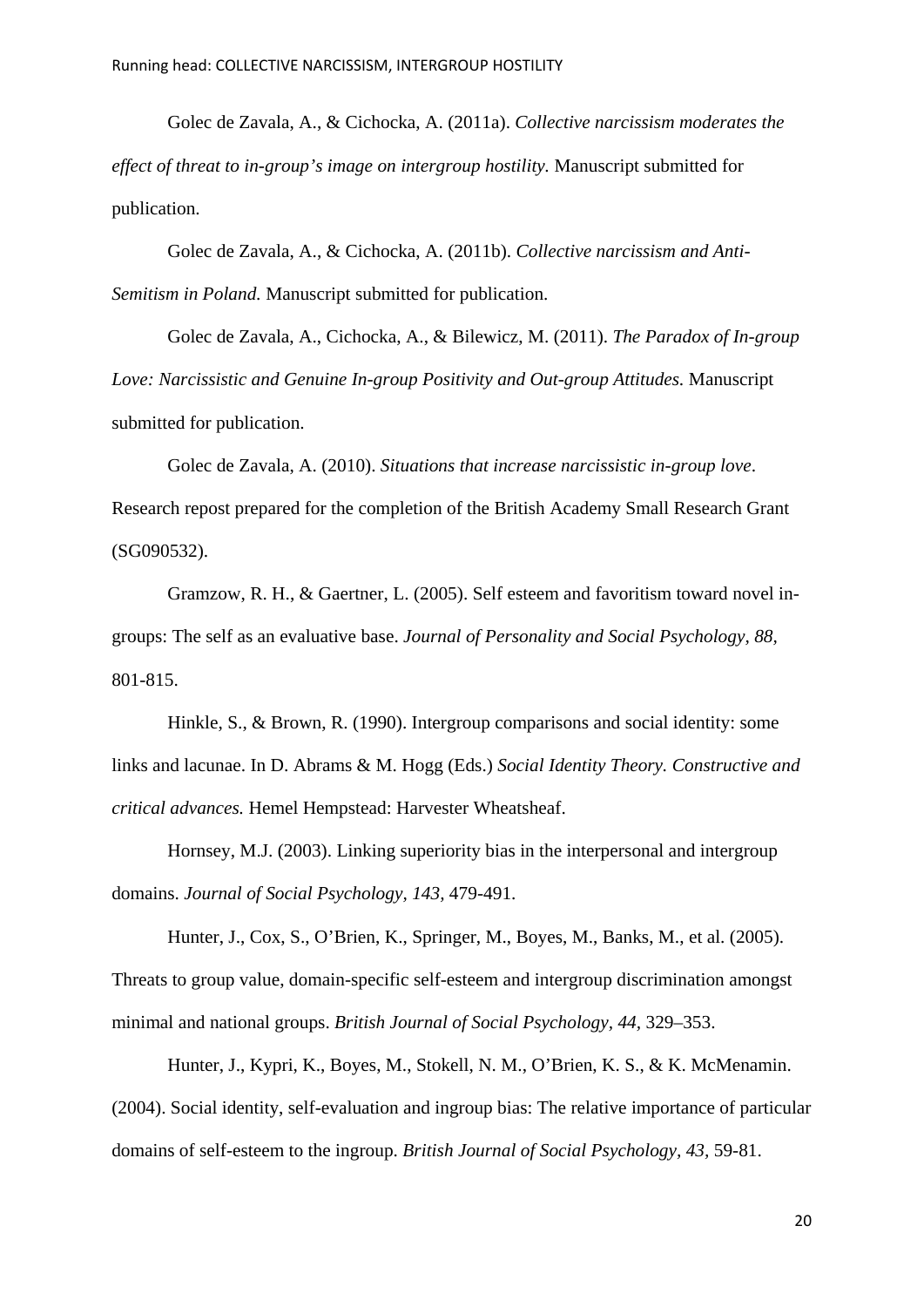Golec de Zavala, A., & Cichocka, A. (2011a). *Collective narcissism moderates the effect of threat to in-group's image on intergroup hostility.* Manuscript submitted for publication.

Golec de Zavala, A., & Cichocka, A. (2011b). *Collective narcissism and Anti-Semitism in Poland.* Manuscript submitted for publication.

Golec de Zavala, A., Cichocka, A., & Bilewicz, M. (2011). *The Paradox of In-group Love: Narcissistic and Genuine In-group Positivity and Out-group Attitudes.* Manuscript submitted for publication.

Golec de Zavala, A. (2010). *Situations that increase narcissistic in-group love*. Research repost prepared for the completion of the British Academy Small Research Grant (SG090532).

Gramzow, R. H., & Gaertner, L. (2005). Self esteem and favoritism toward novel in-groups: The self as an evaluative base. *Journal of Personality and Social Psychology, 88,* 801-815.

Hinkle, S., & Brown, R. (1990). Intergroup comparisons and social identity: some links and lacunae. In D. Abrams & M. Hogg (Eds.) *Social Identity Theory. Constructive and critical advances.* Hemel Hempstead: Harvester Wheatsheaf.

Hornsey, M.J. (2003). Linking superiority bias in the interpersonal and intergroup domains. *Journal of Social Psychology, 143,* 479-491.

Hunter, J., Cox, S., O'Brien, K., Springer, M., Boyes, M., Banks, M., et al. (2005). Threats to group value, domain-specific self-esteem and intergroup discrimination amongst minimal and national groups. *British Journal of Social Psychology, 44,* 329–353.

Hunter, J., Kypri, K., Boyes, M., Stokell, N. M., O'Brien, K. S., & K. McMenamin. (2004). Social identity, self-evaluation and ingroup bias: The relative importance of particular domains of self-esteem to the ingroup. *British Journal of Social Psychology, 43,* 59-81.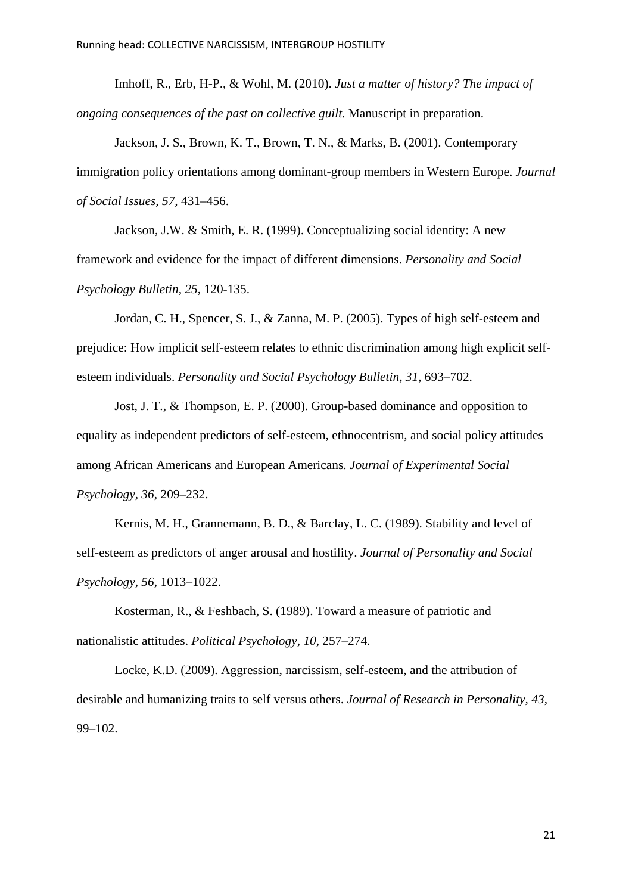Imhoff, R., Erb, H-P., & Wohl, M. (2010). *Just a matter of history? The impact of ongoing consequences of the past on collective guilt*. Manuscript in preparation.

Jackson, J. S., Brown, K. T., Brown, T. N., & Marks, B. (2001). Contemporary immigration policy orientations among dominant-group members in Western Europe. *Journal of Social Issues*, *57*, 431–456.

Jackson, J.W. & Smith, E. R. (1999). Conceptualizing social identity: A new framework and evidence for the impact of different dimensions. *Personality and Social Psychology Bulletin, 25*, 120-135.

Jordan, C. H., Spencer, S. J., & Zanna, M. P. (2005). Types of high self-esteem and prejudice: How implicit self-esteem relates to ethnic discrimination among high explicit self-esteem individuals. *Personality and Social Psychology Bulletin, 31,* 693–702.

Jost, J. T., & Thompson, E. P. (2000). Group-based dominance and opposition to equality as independent predictors of self-esteem, ethnocentrism, and social policy attitudes among African Americans and European Americans. *Journal of Experimental Social Psychology*, *36*, 209–232.

Kernis, M. H., Grannemann, B. D., & Barclay, L. C. (1989). Stability and level of self-esteem as predictors of anger arousal and hostility. *Journal of Personality and Social Psychology, 56*, 1013–1022.

Kosterman, R., & Feshbach, S. (1989). Toward a measure of patriotic and nationalistic attitudes. *Political Psychology, 10,* 257–274.

Locke, K.D. (2009). Aggression, narcissism, self-esteem, and the attribution of desirable and humanizing traits to self versus others. *Journal of Research in Personality, 43*, 99–102.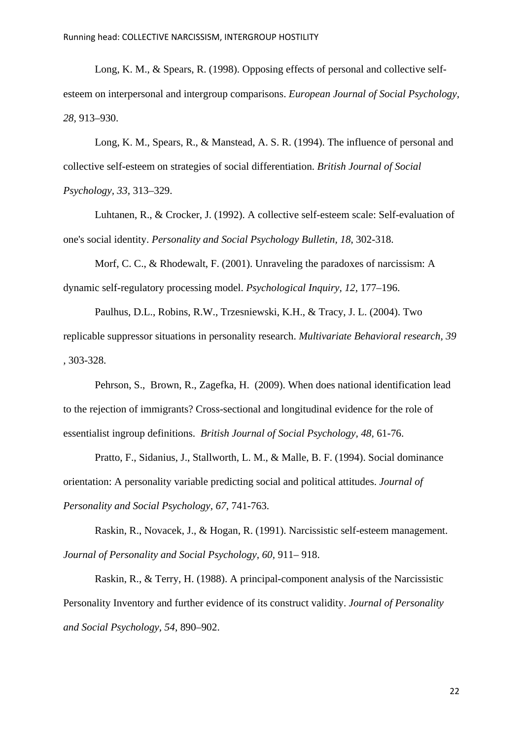Long, K. M., & Spears, R. (1998). Opposing effects of personal and collective self-esteem on interpersonal and intergroup comparisons. *European Journal of Social Psychology, 28,* 913–930.

Long, K. M., Spears, R., & Manstead, A. S. R. (1994). The influence of personal and collective self-esteem on strategies of social differentiation. *British Journal of Social Psychology, 33,* 313–329.

Luhtanen, R., & Crocker, J. (1992). A collective self-esteem scale: Self-evaluation of one's social identity. *Personality and Social Psychology Bulletin, 18*, 302-318.

Morf, C. C., & Rhodewalt, F. (2001). Unraveling the paradoxes of narcissism: A dynamic self-regulatory processing model. *Psychological Inquiry, 12,* 177–196.

Paulhus, D.L., Robins, R.W., Trzesniewski, K.H., & Tracy, J. L. (2004). Two replicable suppressor situations in personality research. *Multivariate Behavioral research*, *39* , 303-328.

Pehrson, S., Brown, R., Zagefka, H. (2009). When does national identification lead to the rejection of immigrants? Cross-sectional and longitudinal evidence for the role of essentialist ingroup definitions. *British Journal of Social Psychology, 48,* 61-76.

Pratto, F., Sidanius, J., Stallworth, L. M., & Malle, B. F. (1994). Social dominance orientation: A personality variable predicting social and political attitudes. *Journal of Personality and Social Psychology, 67*, 741-763.

Raskin, R., Novacek, J., & Hogan, R. (1991). Narcissistic self-esteem management. *Journal of Personality and Social Psychology, 60,* 911– 918.

Raskin, R., & Terry, H. (1988). A principal-component analysis of the Narcissistic Personality Inventory and further evidence of its construct validity. *Journal of Personality and Social Psychology, 54*, 890–902.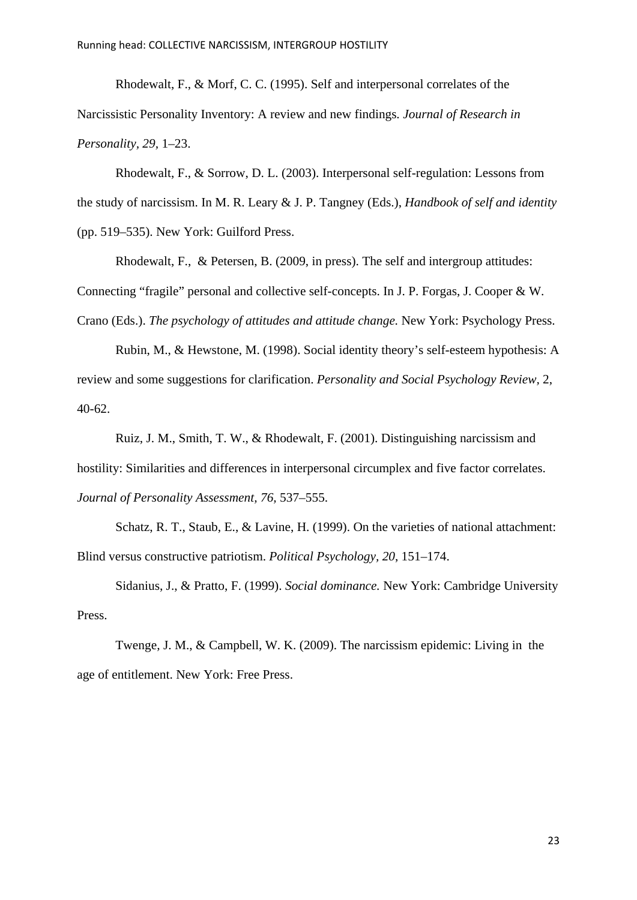Rhodewalt, F., & Morf, C. C. (1995). Self and interpersonal correlates of the Narcissistic Personality Inventory: A review and new findings. *Journal of Research in Personality*, *29*, 1–23.

Rhodewalt, F., & Sorrow, D. L. (2003). Interpersonal self-regulation: Lessons from the study of narcissism. In M. R. Leary & J. P. Tangney (Eds.), *Handbook of self and identity* (pp. 519–535). New York: Guilford Press.

Rhodewalt, F., & Petersen, B. (2009, in press). The self and intergroup attitudes: Connecting "fragile" personal and collective self-concepts. In J. P. Forgas, J. Cooper & W. Crano (Eds.). *The psychology of attitudes and attitude change.* New York: Psychology Press.

Rubin, M., & Hewstone, M. (1998). Social identity theory's self-esteem hypothesis: A review and some suggestions for clarification. *Personality and Social Psychology Review*, 2, 40-62.

Ruiz, J. M., Smith, T. W., & Rhodewalt, F. (2001). Distinguishing narcissism and hostility: Similarities and differences in interpersonal circumplex and five factor correlates. *Journal of Personality Assessment, 76,* 537–555.

Schatz, R. T., Staub, E., & Lavine, H. (1999). On the varieties of national attachment: Blind versus constructive patriotism. *Political Psychology*, *20*, 151–174.

Sidanius, J., & Pratto, F. (1999). *Social dominance.* New York: Cambridge University Press.

Twenge, J. M., & Campbell, W. K. (2009). The narcissism epidemic: Living in the age of entitlement. New York: Free Press.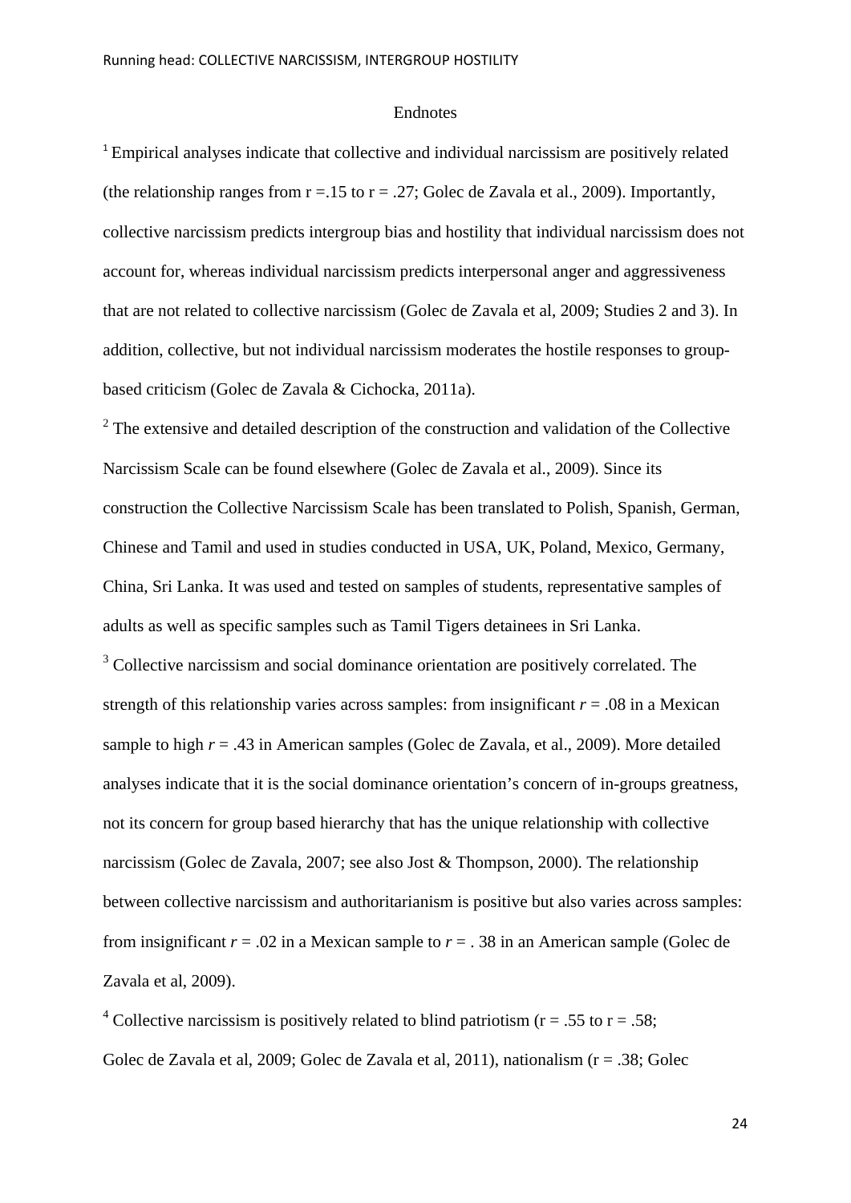Endnotes

[1] Empirical analyses indicate that collective and individual narcissism are positively related (the relationship ranges from r =.15 to r = .27; Golec de Zavala et al., 2009). Importantly, collective narcissism predicts intergroup bias and hostility that individual narcissism does not account for, whereas individual narcissism predicts interpersonal anger and aggressiveness that are not related to collective narcissism (Golec de Zavala et al, 2009; Studies 2 and 3). In addition, collective, but not individual narcissism moderates the hostile responses to group-based criticism (Golec de Zavala & Cichocka, 2011a).

[2] The extensive and detailed description of the construction and validation of the Collective Narcissism Scale can be found elsewhere (Golec de Zavala et al., 2009). Since its construction the Collective Narcissism Scale has been translated to Polish, Spanish, German, Chinese and Tamil and used in studies conducted in USA, UK, Poland, Mexico, Germany, China, Sri Lanka. It was used and tested on samples of students, representative samples of adults as well as specific samples such as Tamil Tigers detainees in Sri Lanka.

[3] Collective narcissism and social dominance orientation are positively correlated. The strength of this relationship varies across samples: from insignificant $r = .08$ in a Mexican sample to high $r = .43$ in American samples (Golec de Zavala, et al., 2009). More detailed analyses indicate that it is the social dominance orientation's concern of in-groups greatness, not its concern for group based hierarchy that has the unique relationship with collective narcissism (Golec de Zavala, 2007; see also Jost & Thompson, 2000). The relationship between collective narcissism and authoritarianism is positive but also varies across samples: from insignificant $r = .02$ in a Mexican sample to $r = .38$ in an American sample (Golec de Zavala et al, 2009).

[4] Collective narcissism is positively related to blind patriotism (r = .55 to r = .58; Golec de Zavala et al, 2009; Golec de Zavala et al, 2011), nationalism (r = .38; Golec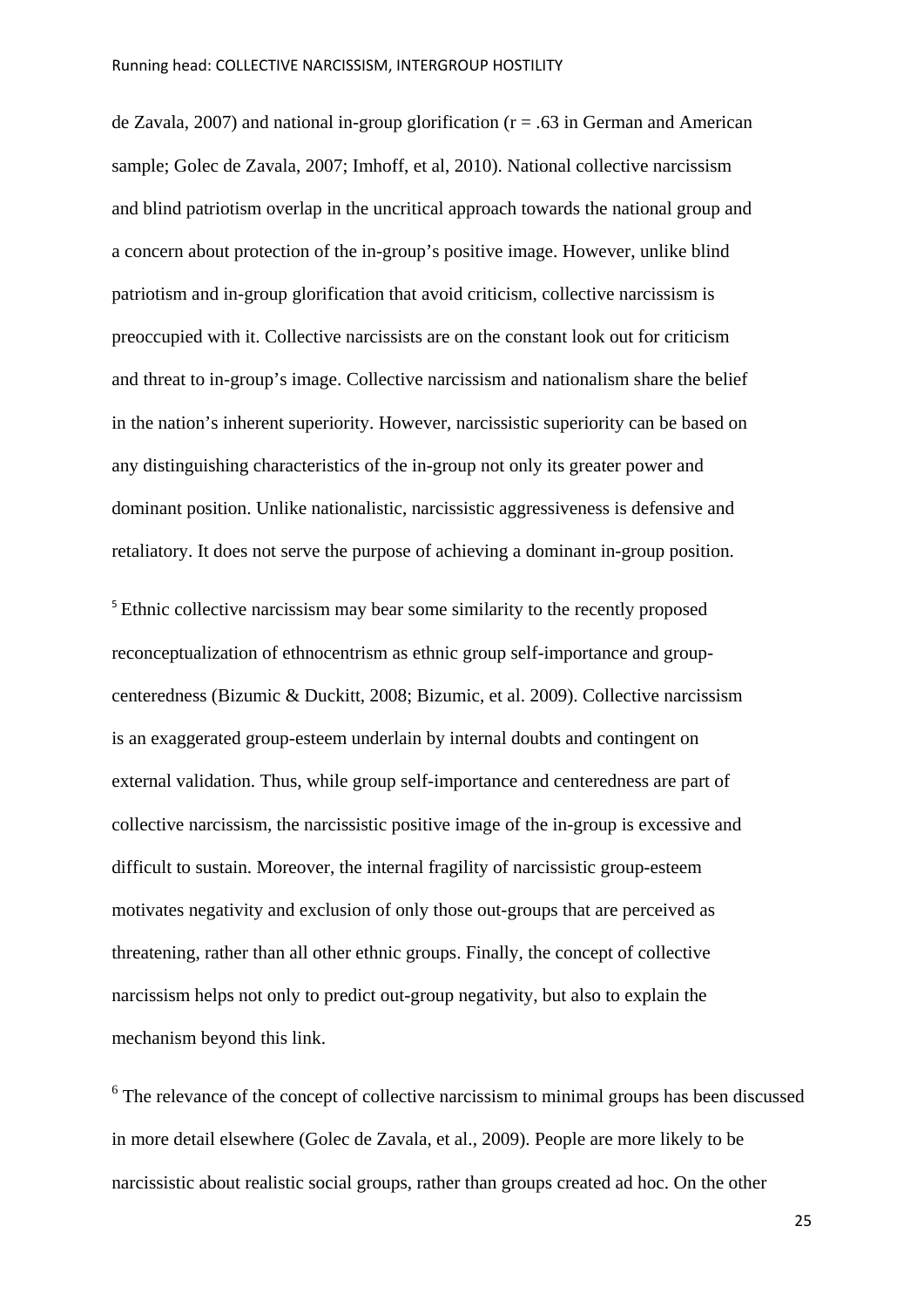de Zavala, 2007) and national in-group glorification (r = .63 in German and American sample; Golec de Zavala, 2007; Imhoff, et al, 2010). National collective narcissism and blind patriotism overlap in the uncritical approach towards the national group and a concern about protection of the in-group's positive image. However, unlike blind patriotism and in-group glorification that avoid criticism, collective narcissism is preoccupied with it. Collective narcissists are on the constant look out for criticism and threat to in-group's image. Collective narcissism and nationalism share the belief in the nation's inherent superiority. However, narcissistic superiority can be based on any distinguishing characteristics of the in-group not only its greater power and dominant position. Unlike nationalistic, narcissistic aggressiveness is defensive and retaliatory. It does not serve the purpose of achieving a dominant in-group position.

[5] Ethnic collective narcissism may bear some similarity to the recently proposed reconceptualization of ethnocentrism as ethnic group self-importance and group-centeredness (Bizumic & Duckitt, 2008; Bizumic, et al. 2009). Collective narcissism is an exaggerated group-esteem underlain by internal doubts and contingent on external validation. Thus, while group self-importance and centeredness are part of collective narcissism, the narcissistic positive image of the in-group is excessive and difficult to sustain. Moreover, the internal fragility of narcissistic group-esteem motivates negativity and exclusion of only those out-groups that are perceived as threatening, rather than all other ethnic groups. Finally, the concept of collective narcissism helps not only to predict out-group negativity, but also to explain the mechanism beyond this link.

[6] The relevance of the concept of collective narcissism to minimal groups has been discussed in more detail elsewhere (Golec de Zavala, et al., 2009). People are more likely to be narcissistic about realistic social groups, rather than groups created ad hoc. On the other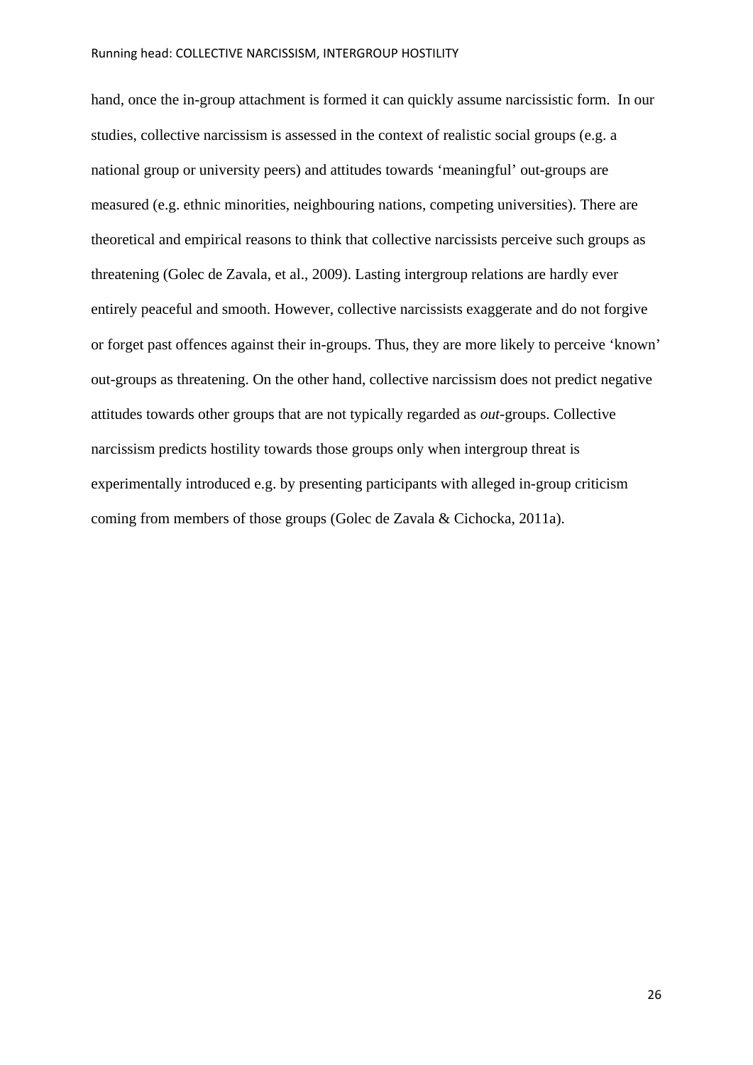hand, once the in-group attachment is formed it can quickly assume narcissistic form. In our studies, collective narcissism is assessed in the context of realistic social groups (e.g. a national group or university peers) and attitudes towards 'meaningful' out-groups are measured (e.g. ethnic minorities, neighbouring nations, competing universities). There are theoretical and empirical reasons to think that collective narcissists perceive such groups as threatening (Golec de Zavala, et al., 2009). Lasting intergroup relations are hardly ever entirely peaceful and smooth. However, collective narcissists exaggerate and do not forgive or forget past offences against their in-groups. Thus, they are more likely to perceive 'known' out-groups as threatening. On the other hand, collective narcissism does not predict negative attitudes towards other groups that are not typically regarded as *out*-groups. Collective narcissism predicts hostility towards those groups only when intergroup threat is experimentally introduced e.g. by presenting participants with alleged in-group criticism coming from members of those groups (Golec de Zavala & Cichocka, 2011a).